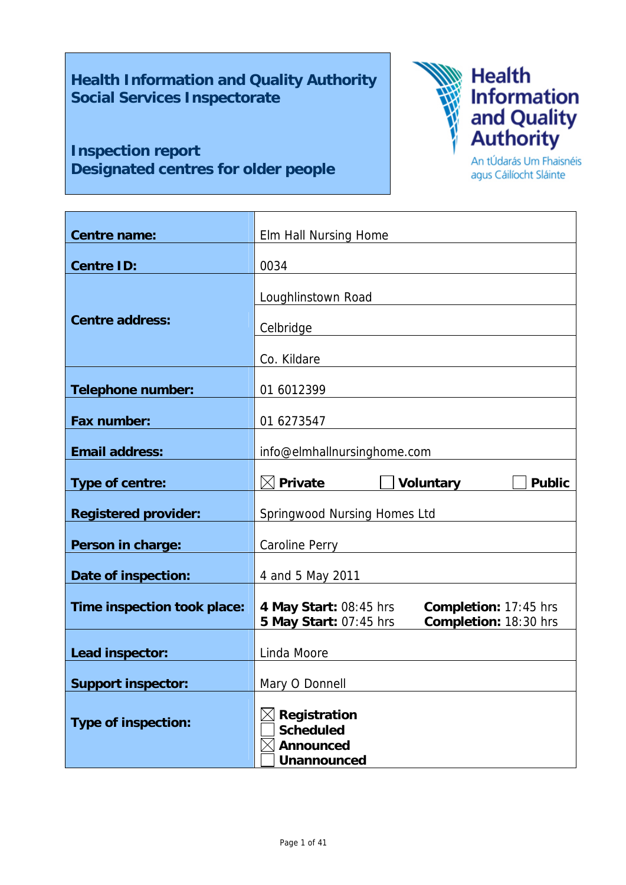# Health Information and Quality Authority
# Social Services Inspectorate

## Inspection report
## Designated centres for older people

Health Information and Quality Authority

An tÚdarás Um Fhaisnéis agus Cáilíocht Sláinte

| | |
|---|---|
| **Centre name:** | Elm Hall Nursing Home |
| **Centre ID:** | 0034 |
| **Centre address:** | Loughlinstown Road<br>Celbridge<br>Co. Kildare |
| **Telephone number:** | 01 6012399 |
| **Fax number:** | 01 6273547 |
| **Email address:** | info@elmhallnursinghome.com |
| **Type of centre:** | ☒ **Private** ☐ **Voluntary** ☐ **Public** |
| **Registered provider:** | Springwood Nursing Homes Ltd |
| **Person in charge:** | Caroline Perry |
| **Date of inspection:** | 4 and 5 May 2011 |
| **Time inspection took place:** | **4 May Start:** 08:45 hrs **Completion:** 17:45 hrs<br>**5 May Start:** 07:45 hrs **Completion:** 18:30 hrs |
| **Lead inspector:** | Linda Moore |
| **Support inspector:** | Mary O Donnell |
| **Type of inspection:** | ☒ **Registration**<br>☐ **Scheduled**<br>☒ **Announced**<br>☐ **Unannounced** |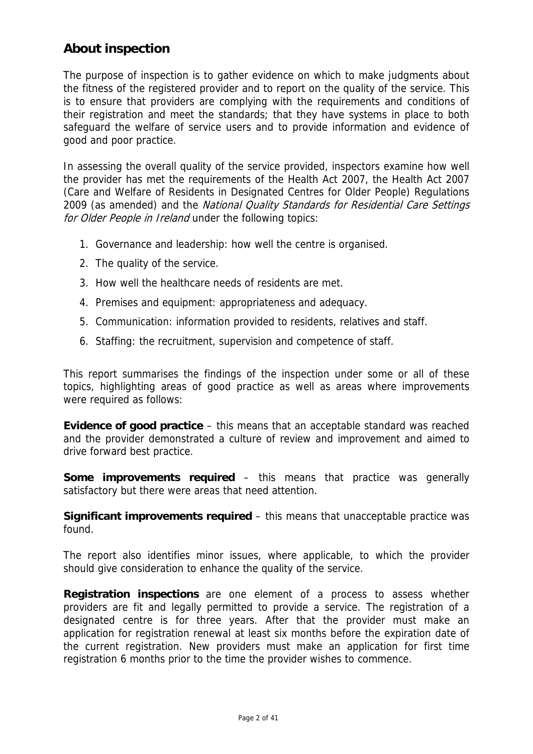## About inspection

The purpose of inspection is to gather evidence on which to make judgments about the fitness of the registered provider and to report on the quality of the service. This is to ensure that providers are complying with the requirements and conditions of their registration and meet the standards; that they have systems in place to both safeguard the welfare of service users and to provide information and evidence of good and poor practice.

In assessing the overall quality of the service provided, inspectors examine how well the provider has met the requirements of the Health Act 2007, the Health Act 2007 (Care and Welfare of Residents in Designated Centres for Older People) Regulations 2009 (as amended) and the *National Quality Standards for Residential Care Settings for Older People in Ireland* under the following topics:

1. Governance and leadership: how well the centre is organised.
2. The quality of the service.
3. How well the healthcare needs of residents are met.
4. Premises and equipment: appropriateness and adequacy.
5. Communication: information provided to residents, relatives and staff.
6. Staffing: the recruitment, supervision and competence of staff.

This report summarises the findings of the inspection under some or all of these topics, highlighting areas of good practice as well as areas where improvements were required as follows:

**Evidence of good practice** – this means that an acceptable standard was reached and the provider demonstrated a culture of review and improvement and aimed to drive forward best practice.

**Some improvements required** – this means that practice was generally satisfactory but there were areas that need attention.

**Significant improvements required** – this means that unacceptable practice was found.

The report also identifies minor issues, where applicable, to which the provider should give consideration to enhance the quality of the service.

**Registration inspections** are one element of a process to assess whether providers are fit and legally permitted to provide a service. The registration of a designated centre is for three years. After that the provider must make an application for registration renewal at least six months before the expiration date of the current registration. New providers must make an application for first time registration 6 months prior to the time the provider wishes to commence.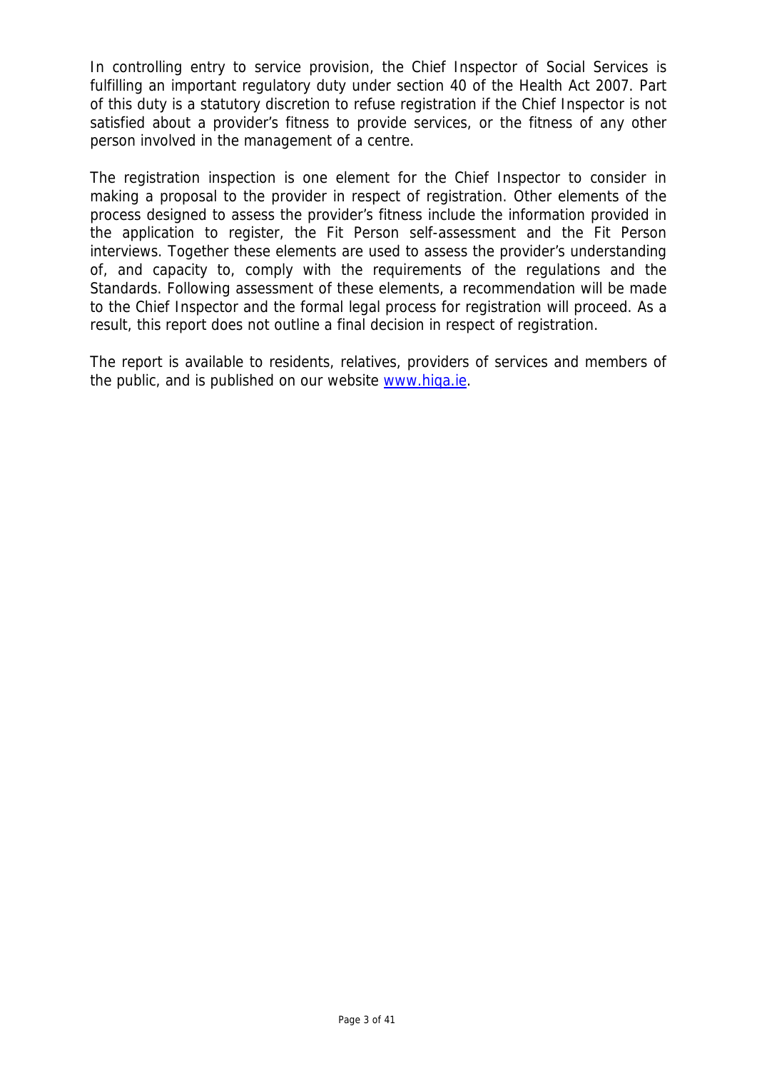In controlling entry to service provision, the Chief Inspector of Social Services is fulfilling an important regulatory duty under section 40 of the Health Act 2007. Part of this duty is a statutory discretion to refuse registration if the Chief Inspector is not satisfied about a provider's fitness to provide services, or the fitness of any other person involved in the management of a centre.

The registration inspection is one element for the Chief Inspector to consider in making a proposal to the provider in respect of registration. Other elements of the process designed to assess the provider's fitness include the information provided in the application to register, the Fit Person self-assessment and the Fit Person interviews. Together these elements are used to assess the provider's understanding of, and capacity to, comply with the requirements of the regulations and the Standards. Following assessment of these elements, a recommendation will be made to the Chief Inspector and the formal legal process for registration will proceed. As a result, this report does not outline a final decision in respect of registration.

The report is available to residents, relatives, providers of services and members of the public, and is published on our website www.hiqa.ie.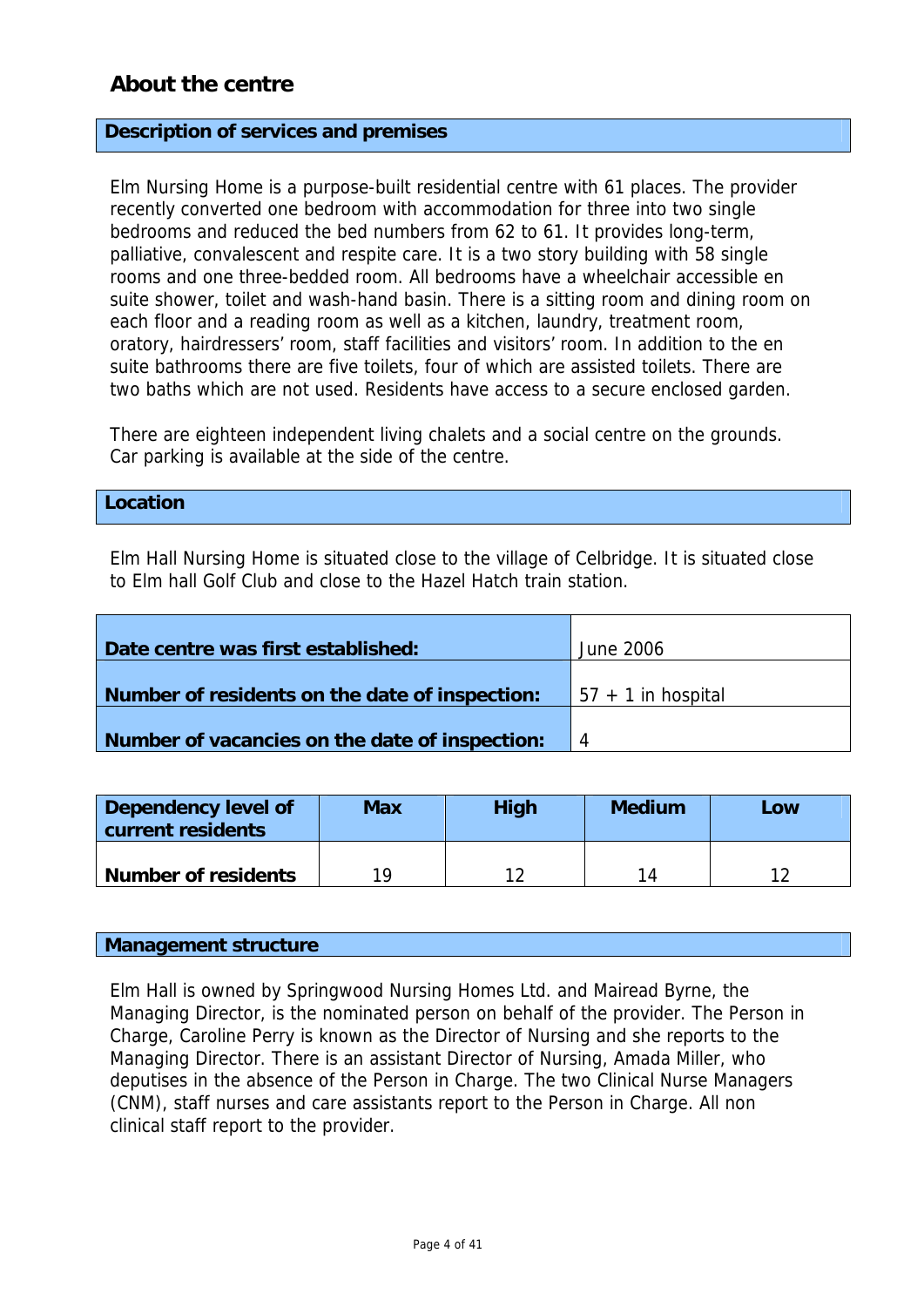## About the centre

### Description of services and premises

Elm Nursing Home is a purpose-built residential centre with 61 places. The provider recently converted one bedroom with accommodation for three into two single bedrooms and reduced the bed numbers from 62 to 61. It provides long-term, palliative, convalescent and respite care. It is a two story building with 58 single rooms and one three-bedded room. All bedrooms have a wheelchair accessible en suite shower, toilet and wash-hand basin. There is a sitting room and dining room on each floor and a reading room as well as a kitchen, laundry, treatment room, oratory, hairdressers' room, staff facilities and visitors' room. In addition to the en suite bathrooms there are five toilets, four of which are assisted toilets. There are two baths which are not used. Residents have access to a secure enclosed garden.

There are eighteen independent living chalets and a social centre on the grounds. Car parking is available at the side of the centre.

### Location

Elm Hall Nursing Home is situated close to the village of Celbridge. It is situated close to Elm hall Golf Club and close to the Hazel Hatch train station.

| | |
|---|---|
| **Date centre was first established:** | June 2006 |
| **Number of residents on the date of inspection:** | 57 + 1 in hospital |
| **Number of vacancies on the date of inspection:** | 4 |

| **Dependency level of current residents** | **Max** | **High** | **Medium** | **Low** |
|---|---|---|---|---|
| **Number of residents** | 19 | 12 | 14 | 12 |

### Management structure

Elm Hall is owned by Springwood Nursing Homes Ltd. and Mairead Byrne, the Managing Director, is the nominated person on behalf of the provider. The Person in Charge, Caroline Perry is known as the Director of Nursing and she reports to the Managing Director. There is an assistant Director of Nursing, Amada Miller, who deputises in the absence of the Person in Charge. The two Clinical Nurse Managers (CNM), staff nurses and care assistants report to the Person in Charge. All non clinical staff report to the provider.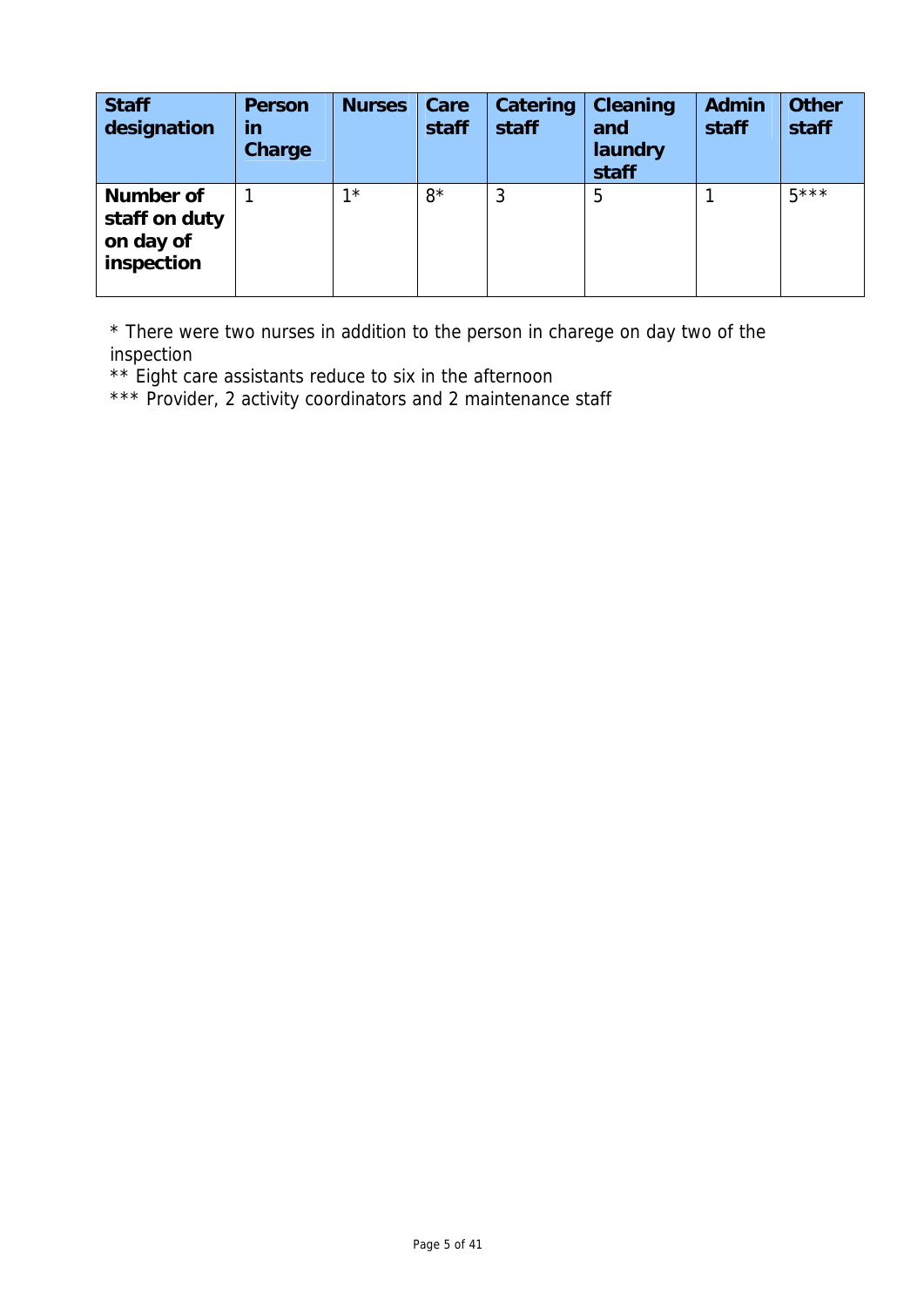| Staff designation | Person in Charge | Nurses | Care staff | Catering staff | Cleaning and laundry staff | Admin staff | Other staff |
|---|---|---|---|---|---|---|---|
| **Number of staff on duty on day of inspection** | 1 | 1* | 8* | 3 | 5 | 1 | 5*** |

* There were two nurses in addition to the person in charege on day two of the inspection
** Eight care assistants reduce to six in the afternoon
*** Provider, 2 activity coordinators and 2 maintenance staff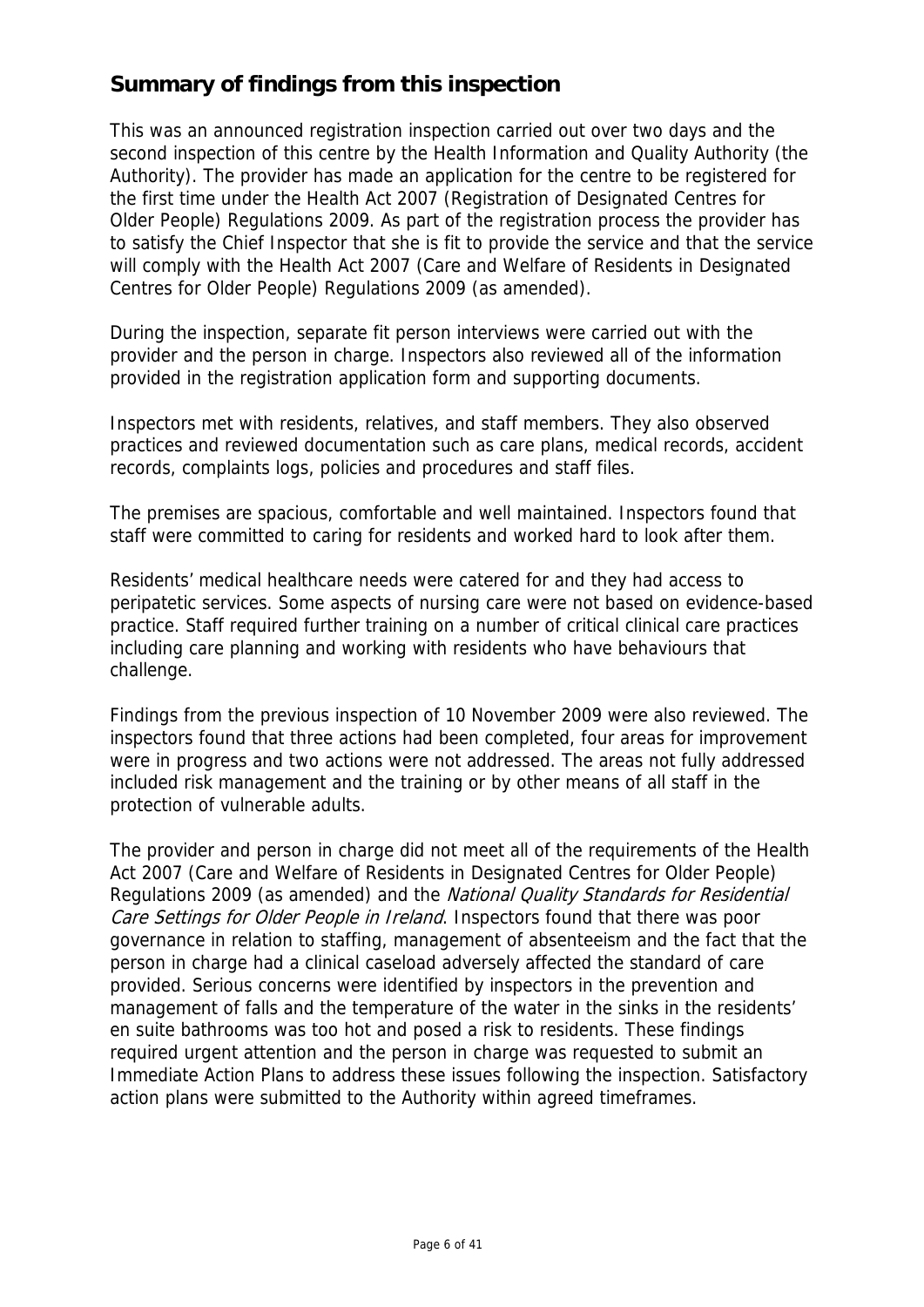## Summary of findings from this inspection

This was an announced registration inspection carried out over two days and the second inspection of this centre by the Health Information and Quality Authority (the Authority). The provider has made an application for the centre to be registered for the first time under the Health Act 2007 (Registration of Designated Centres for Older People) Regulations 2009. As part of the registration process the provider has to satisfy the Chief Inspector that she is fit to provide the service and that the service will comply with the Health Act 2007 (Care and Welfare of Residents in Designated Centres for Older People) Regulations 2009 (as amended).

During the inspection, separate fit person interviews were carried out with the provider and the person in charge. Inspectors also reviewed all of the information provided in the registration application form and supporting documents.

Inspectors met with residents, relatives, and staff members. They also observed practices and reviewed documentation such as care plans, medical records, accident records, complaints logs, policies and procedures and staff files.

The premises are spacious, comfortable and well maintained. Inspectors found that staff were committed to caring for residents and worked hard to look after them.

Residents' medical healthcare needs were catered for and they had access to peripatetic services. Some aspects of nursing care were not based on evidence-based practice. Staff required further training on a number of critical clinical care practices including care planning and working with residents who have behaviours that challenge.

Findings from the previous inspection of 10 November 2009 were also reviewed. The inspectors found that three actions had been completed, four areas for improvement were in progress and two actions were not addressed. The areas not fully addressed included risk management and the training or by other means of all staff in the protection of vulnerable adults.

The provider and person in charge did not meet all of the requirements of the Health Act 2007 (Care and Welfare of Residents in Designated Centres for Older People) Regulations 2009 (as amended) and the *National Quality Standards for Residential Care Settings for Older People in Ireland*. Inspectors found that there was poor governance in relation to staffing, management of absenteeism and the fact that the person in charge had a clinical caseload adversely affected the standard of care provided. Serious concerns were identified by inspectors in the prevention and management of falls and the temperature of the water in the sinks in the residents' en suite bathrooms was too hot and posed a risk to residents. These findings required urgent attention and the person in charge was requested to submit an Immediate Action Plans to address these issues following the inspection. Satisfactory action plans were submitted to the Authority within agreed timeframes.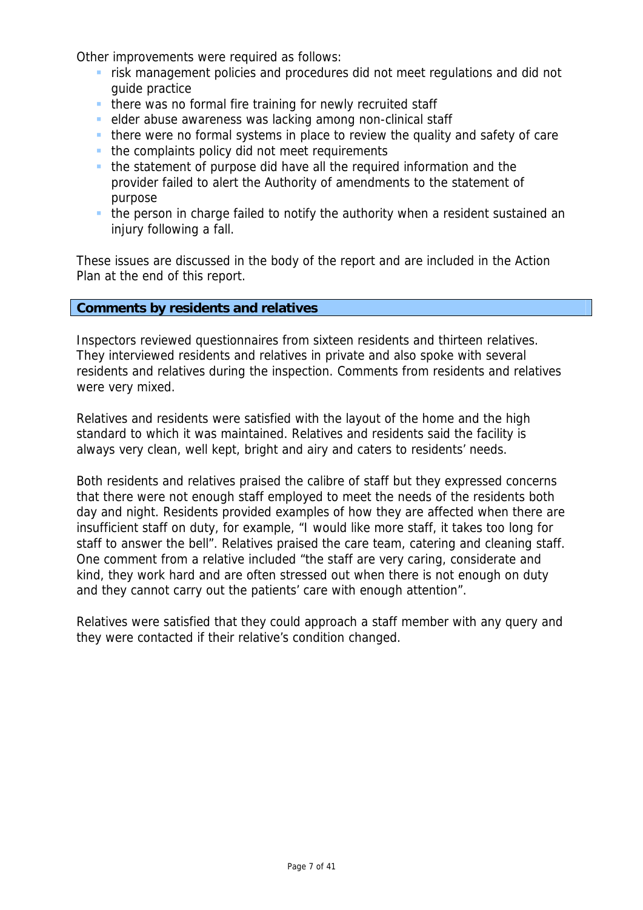Other improvements were required as follows:

- risk management policies and procedures did not meet regulations and did not guide practice
- there was no formal fire training for newly recruited staff
- elder abuse awareness was lacking among non-clinical staff
- there were no formal systems in place to review the quality and safety of care
- the complaints policy did not meet requirements
- the statement of purpose did have all the required information and the provider failed to alert the Authority of amendments to the statement of purpose
- the person in charge failed to notify the authority when a resident sustained an injury following a fall.

These issues are discussed in the body of the report and are included in the Action Plan at the end of this report.

## Comments by residents and relatives

Inspectors reviewed questionnaires from sixteen residents and thirteen relatives. They interviewed residents and relatives in private and also spoke with several residents and relatives during the inspection. Comments from residents and relatives were very mixed.

Relatives and residents were satisfied with the layout of the home and the high standard to which it was maintained. Relatives and residents said the facility is always very clean, well kept, bright and airy and caters to residents' needs.

Both residents and relatives praised the calibre of staff but they expressed concerns that there were not enough staff employed to meet the needs of the residents both day and night. Residents provided examples of how they are affected when there are insufficient staff on duty, for example, "I would like more staff, it takes too long for staff to answer the bell". Relatives praised the care team, catering and cleaning staff. One comment from a relative included "the staff are very caring, considerate and kind, they work hard and are often stressed out when there is not enough on duty and they cannot carry out the patients' care with enough attention".

Relatives were satisfied that they could approach a staff member with any query and they were contacted if their relative's condition changed.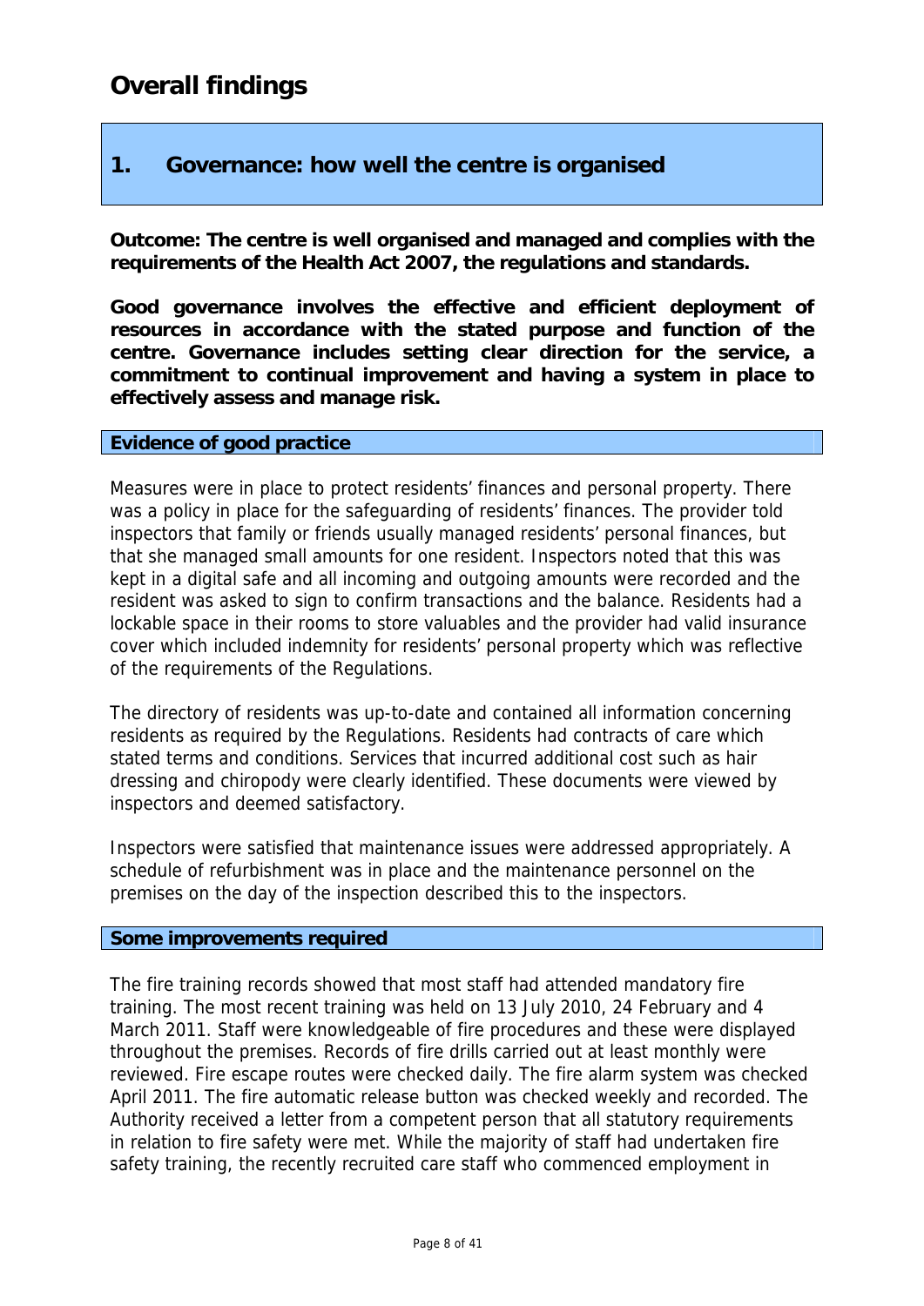# Overall findings

## 1. Governance: how well the centre is organised

**Outcome: The centre is well organised and managed and complies with the requirements of the Health Act 2007, the regulations and standards.**

**Good governance involves the effective and efficient deployment of resources in accordance with the stated purpose and function of the centre. Governance includes setting clear direction for the service, a commitment to continual improvement and having a system in place to effectively assess and manage risk.**

### Evidence of good practice

Measures were in place to protect residents' finances and personal property. There was a policy in place for the safeguarding of residents' finances. The provider told inspectors that family or friends usually managed residents' personal finances, but that she managed small amounts for one resident. Inspectors noted that this was kept in a digital safe and all incoming and outgoing amounts were recorded and the resident was asked to sign to confirm transactions and the balance. Residents had a lockable space in their rooms to store valuables and the provider had valid insurance cover which included indemnity for residents' personal property which was reflective of the requirements of the Regulations.

The directory of residents was up-to-date and contained all information concerning residents as required by the Regulations. Residents had contracts of care which stated terms and conditions. Services that incurred additional cost such as hair dressing and chiropody were clearly identified. These documents were viewed by inspectors and deemed satisfactory.

Inspectors were satisfied that maintenance issues were addressed appropriately. A schedule of refurbishment was in place and the maintenance personnel on the premises on the day of the inspection described this to the inspectors.

### Some improvements required

The fire training records showed that most staff had attended mandatory fire training. The most recent training was held on 13 July 2010, 24 February and 4 March 2011. Staff were knowledgeable of fire procedures and these were displayed throughout the premises. Records of fire drills carried out at least monthly were reviewed. Fire escape routes were checked daily. The fire alarm system was checked April 2011. The fire automatic release button was checked weekly and recorded. The Authority received a letter from a competent person that all statutory requirements in relation to fire safety were met. While the majority of staff had undertaken fire safety training, the recently recruited care staff who commenced employment in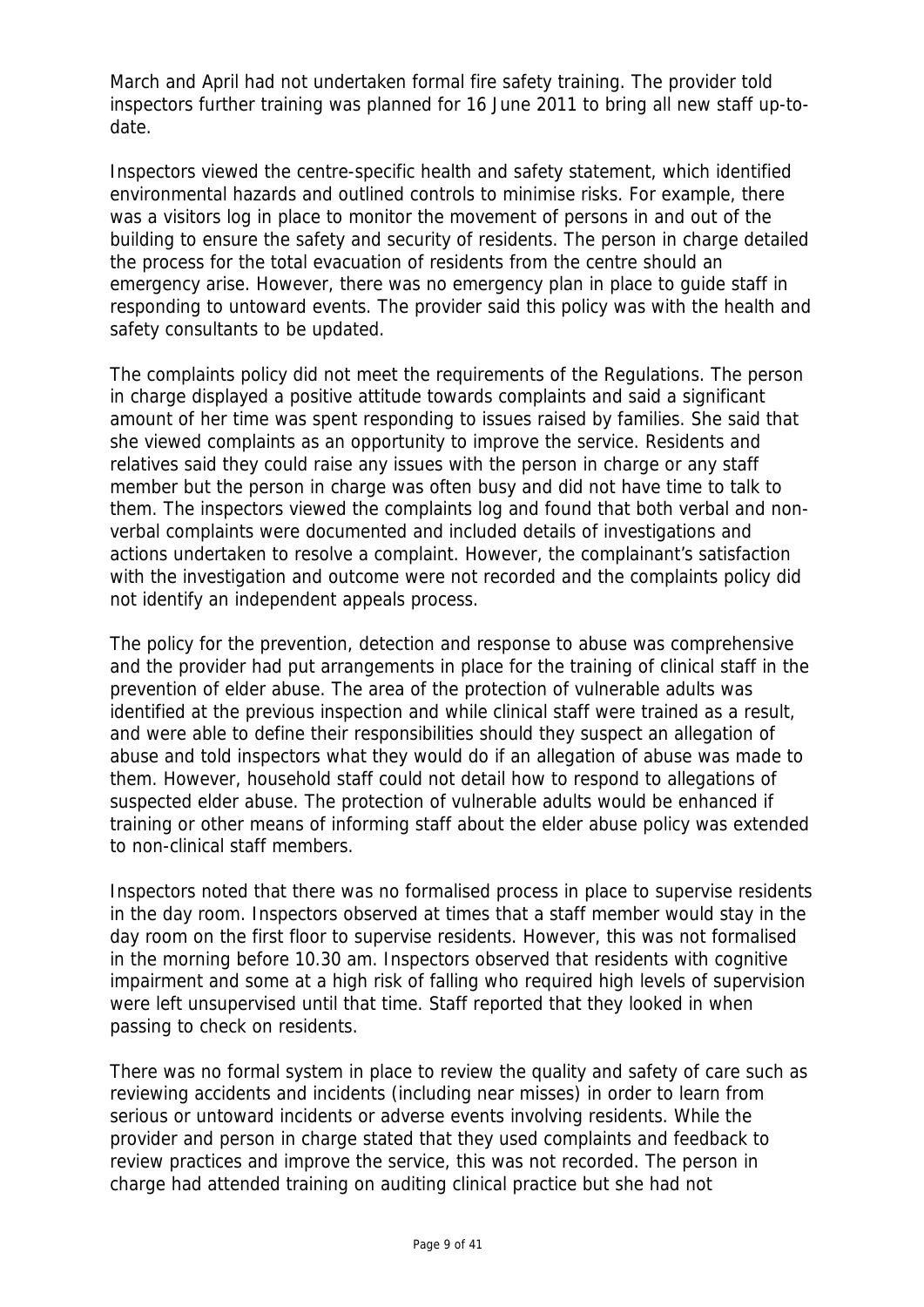March and April had not undertaken formal fire safety training. The provider told inspectors further training was planned for 16 June 2011 to bring all new staff up-to-date.

Inspectors viewed the centre-specific health and safety statement, which identified environmental hazards and outlined controls to minimise risks. For example, there was a visitors log in place to monitor the movement of persons in and out of the building to ensure the safety and security of residents. The person in charge detailed the process for the total evacuation of residents from the centre should an emergency arise. However, there was no emergency plan in place to guide staff in responding to untoward events. The provider said this policy was with the health and safety consultants to be updated.

The complaints policy did not meet the requirements of the Regulations. The person in charge displayed a positive attitude towards complaints and said a significant amount of her time was spent responding to issues raised by families. She said that she viewed complaints as an opportunity to improve the service. Residents and relatives said they could raise any issues with the person in charge or any staff member but the person in charge was often busy and did not have time to talk to them. The inspectors viewed the complaints log and found that both verbal and non-verbal complaints were documented and included details of investigations and actions undertaken to resolve a complaint. However, the complainant's satisfaction with the investigation and outcome were not recorded and the complaints policy did not identify an independent appeals process.

The policy for the prevention, detection and response to abuse was comprehensive and the provider had put arrangements in place for the training of clinical staff in the prevention of elder abuse. The area of the protection of vulnerable adults was identified at the previous inspection and while clinical staff were trained as a result, and were able to define their responsibilities should they suspect an allegation of abuse and told inspectors what they would do if an allegation of abuse was made to them. However, household staff could not detail how to respond to allegations of suspected elder abuse. The protection of vulnerable adults would be enhanced if training or other means of informing staff about the elder abuse policy was extended to non-clinical staff members.

Inspectors noted that there was no formalised process in place to supervise residents in the day room. Inspectors observed at times that a staff member would stay in the day room on the first floor to supervise residents. However, this was not formalised in the morning before 10.30 am. Inspectors observed that residents with cognitive impairment and some at a high risk of falling who required high levels of supervision were left unsupervised until that time. Staff reported that they looked in when passing to check on residents.

There was no formal system in place to review the quality and safety of care such as reviewing accidents and incidents (including near misses) in order to learn from serious or untoward incidents or adverse events involving residents. While the provider and person in charge stated that they used complaints and feedback to review practices and improve the service, this was not recorded. The person in charge had attended training on auditing clinical practice but she had not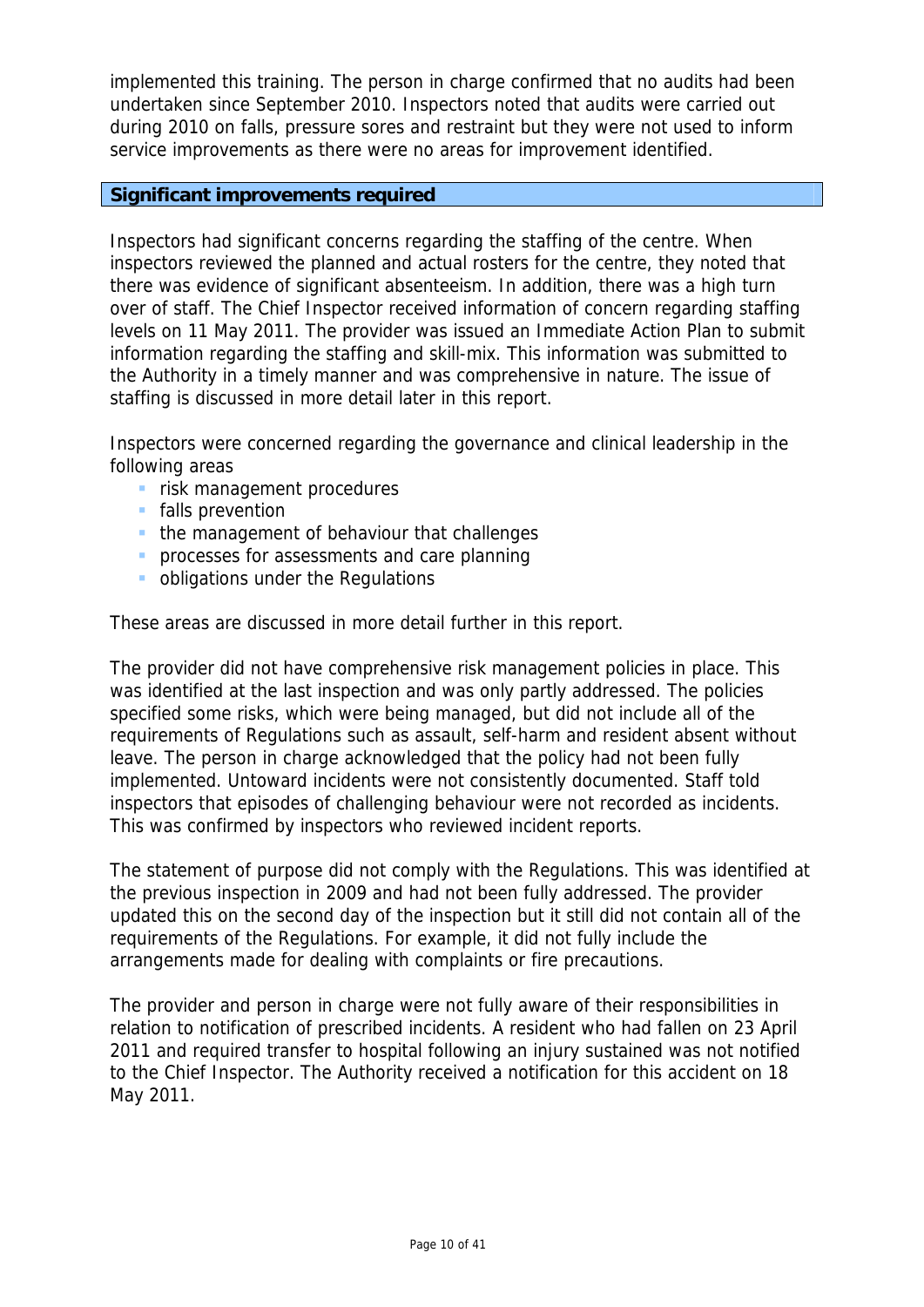implemented this training. The person in charge confirmed that no audits had been undertaken since September 2010. Inspectors noted that audits were carried out during 2010 on falls, pressure sores and restraint but they were not used to inform service improvements as there were no areas for improvement identified.

**Significant improvements required**

Inspectors had significant concerns regarding the staffing of the centre. When inspectors reviewed the planned and actual rosters for the centre, they noted that there was evidence of significant absenteeism. In addition, there was a high turn over of staff. The Chief Inspector received information of concern regarding staffing levels on 11 May 2011. The provider was issued an Immediate Action Plan to submit information regarding the staffing and skill-mix. This information was submitted to the Authority in a timely manner and was comprehensive in nature. The issue of staffing is discussed in more detail later in this report.

Inspectors were concerned regarding the governance and clinical leadership in the following areas

- risk management procedures
- falls prevention
- the management of behaviour that challenges
- processes for assessments and care planning
- obligations under the Regulations

These areas are discussed in more detail further in this report.

The provider did not have comprehensive risk management policies in place. This was identified at the last inspection and was only partly addressed. The policies specified some risks, which were being managed, but did not include all of the requirements of Regulations such as assault, self-harm and resident absent without leave. The person in charge acknowledged that the policy had not been fully implemented. Untoward incidents were not consistently documented. Staff told inspectors that episodes of challenging behaviour were not recorded as incidents. This was confirmed by inspectors who reviewed incident reports.

The statement of purpose did not comply with the Regulations. This was identified at the previous inspection in 2009 and had not been fully addressed. The provider updated this on the second day of the inspection but it still did not contain all of the requirements of the Regulations. For example, it did not fully include the arrangements made for dealing with complaints or fire precautions.

The provider and person in charge were not fully aware of their responsibilities in relation to notification of prescribed incidents. A resident who had fallen on 23 April 2011 and required transfer to hospital following an injury sustained was not notified to the Chief Inspector. The Authority received a notification for this accident on 18 May 2011.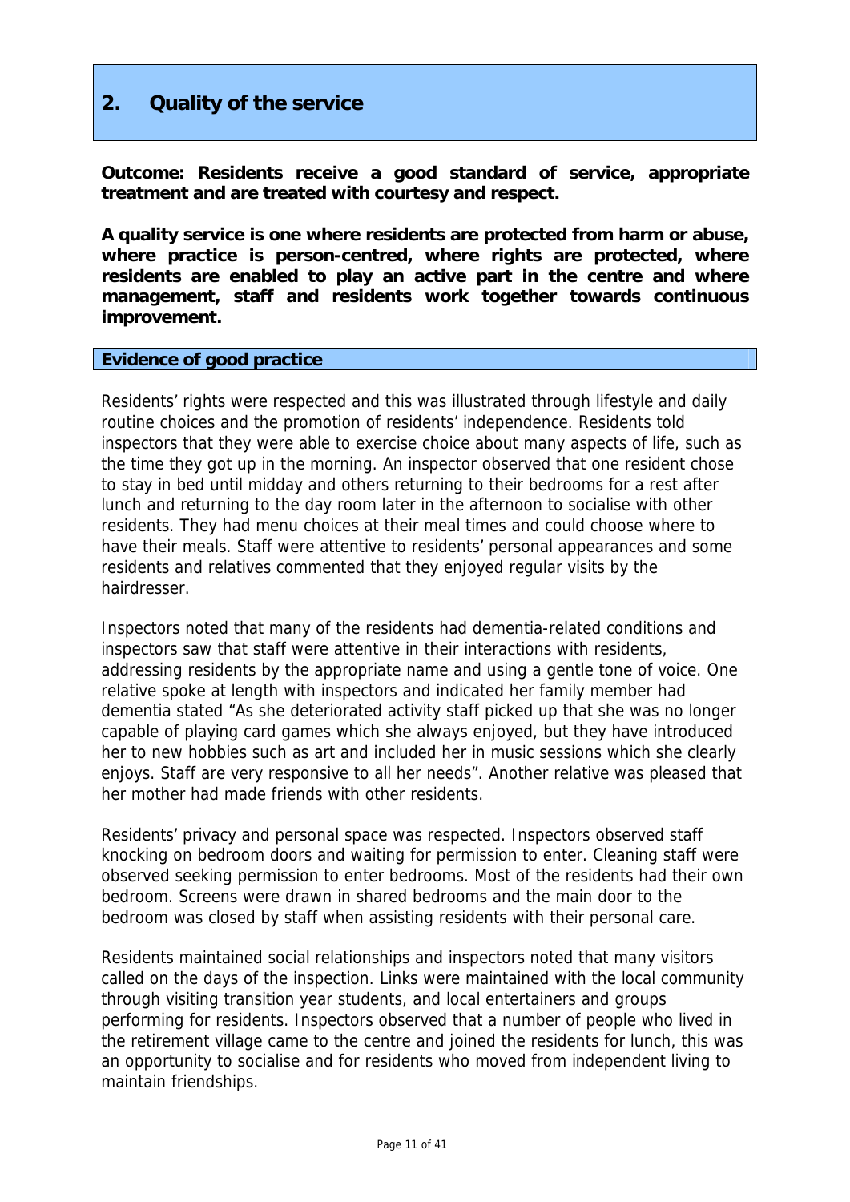## 2. Quality of the service

**Outcome: Residents receive a good standard of service, appropriate treatment and are treated with courtesy and respect.**

**A quality service is one where residents are protected from harm or abuse, where practice is person-centred, where rights are protected, where residents are enabled to play an active part in the centre and where management, staff and residents work together towards continuous improvement.**

### Evidence of good practice

Residents' rights were respected and this was illustrated through lifestyle and daily routine choices and the promotion of residents' independence. Residents told inspectors that they were able to exercise choice about many aspects of life, such as the time they got up in the morning. An inspector observed that one resident chose to stay in bed until midday and others returning to their bedrooms for a rest after lunch and returning to the day room later in the afternoon to socialise with other residents. They had menu choices at their meal times and could choose where to have their meals. Staff were attentive to residents' personal appearances and some residents and relatives commented that they enjoyed regular visits by the hairdresser.

Inspectors noted that many of the residents had dementia-related conditions and inspectors saw that staff were attentive in their interactions with residents, addressing residents by the appropriate name and using a gentle tone of voice. One relative spoke at length with inspectors and indicated her family member had dementia stated "As she deteriorated activity staff picked up that she was no longer capable of playing card games which she always enjoyed, but they have introduced her to new hobbies such as art and included her in music sessions which she clearly enjoys. Staff are very responsive to all her needs". Another relative was pleased that her mother had made friends with other residents.

Residents' privacy and personal space was respected. Inspectors observed staff knocking on bedroom doors and waiting for permission to enter. Cleaning staff were observed seeking permission to enter bedrooms. Most of the residents had their own bedroom. Screens were drawn in shared bedrooms and the main door to the bedroom was closed by staff when assisting residents with their personal care.

Residents maintained social relationships and inspectors noted that many visitors called on the days of the inspection. Links were maintained with the local community through visiting transition year students, and local entertainers and groups performing for residents. Inspectors observed that a number of people who lived in the retirement village came to the centre and joined the residents for lunch, this was an opportunity to socialise and for residents who moved from independent living to maintain friendships.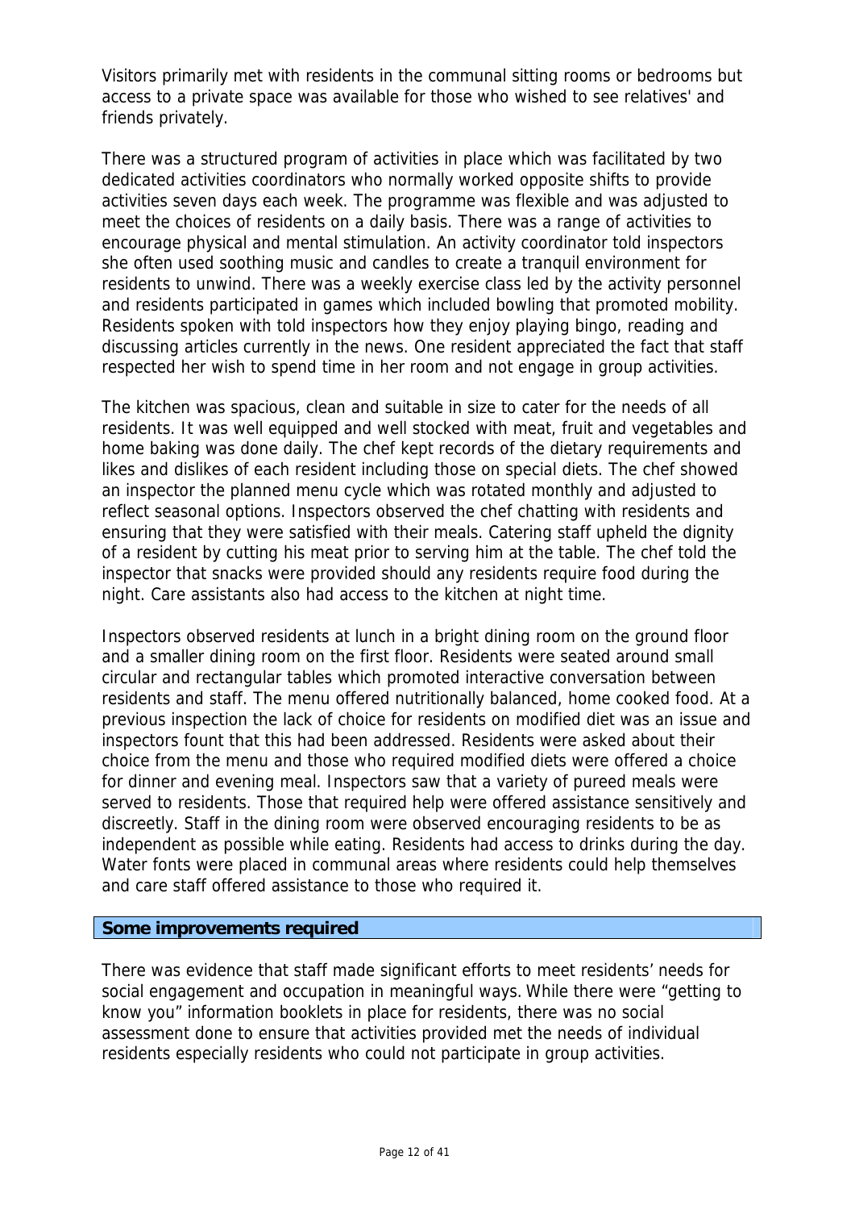Visitors primarily met with residents in the communal sitting rooms or bedrooms but access to a private space was available for those who wished to see relatives' and friends privately.

There was a structured program of activities in place which was facilitated by two dedicated activities coordinators who normally worked opposite shifts to provide activities seven days each week. The programme was flexible and was adjusted to meet the choices of residents on a daily basis. There was a range of activities to encourage physical and mental stimulation. An activity coordinator told inspectors she often used soothing music and candles to create a tranquil environment for residents to unwind. There was a weekly exercise class led by the activity personnel and residents participated in games which included bowling that promoted mobility. Residents spoken with told inspectors how they enjoy playing bingo, reading and discussing articles currently in the news. One resident appreciated the fact that staff respected her wish to spend time in her room and not engage in group activities.

The kitchen was spacious, clean and suitable in size to cater for the needs of all residents. It was well equipped and well stocked with meat, fruit and vegetables and home baking was done daily. The chef kept records of the dietary requirements and likes and dislikes of each resident including those on special diets. The chef showed an inspector the planned menu cycle which was rotated monthly and adjusted to reflect seasonal options. Inspectors observed the chef chatting with residents and ensuring that they were satisfied with their meals. Catering staff upheld the dignity of a resident by cutting his meat prior to serving him at the table. The chef told the inspector that snacks were provided should any residents require food during the night. Care assistants also had access to the kitchen at night time.

Inspectors observed residents at lunch in a bright dining room on the ground floor and a smaller dining room on the first floor. Residents were seated around small circular and rectangular tables which promoted interactive conversation between residents and staff. The menu offered nutritionally balanced, home cooked food. At a previous inspection the lack of choice for residents on modified diet was an issue and inspectors fount that this had been addressed. Residents were asked about their choice from the menu and those who required modified diets were offered a choice for dinner and evening meal. Inspectors saw that a variety of pureed meals were served to residents. Those that required help were offered assistance sensitively and discreetly. Staff in the dining room were observed encouraging residents to be as independent as possible while eating. Residents had access to drinks during the day. Water fonts were placed in communal areas where residents could help themselves and care staff offered assistance to those who required it.

**Some improvements required**

There was evidence that staff made significant efforts to meet residents' needs for social engagement and occupation in meaningful ways. While there were "getting to know you" information booklets in place for residents, there was no social assessment done to ensure that activities provided met the needs of individual residents especially residents who could not participate in group activities.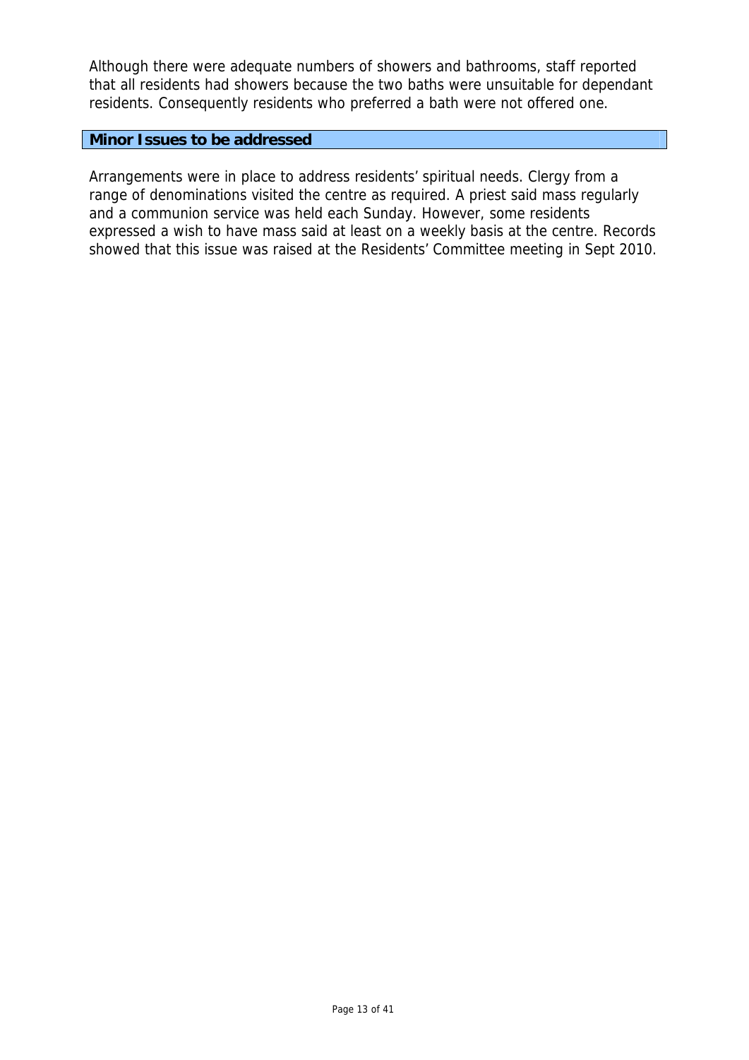Although there were adequate numbers of showers and bathrooms, staff reported that all residents had showers because the two baths were unsuitable for dependant residents. Consequently residents who preferred a bath were not offered one.

### Minor Issues to be addressed

Arrangements were in place to address residents' spiritual needs. Clergy from a range of denominations visited the centre as required. A priest said mass regularly and a communion service was held each Sunday. However, some residents expressed a wish to have mass said at least on a weekly basis at the centre. Records showed that this issue was raised at the Residents' Committee meeting in Sept 2010.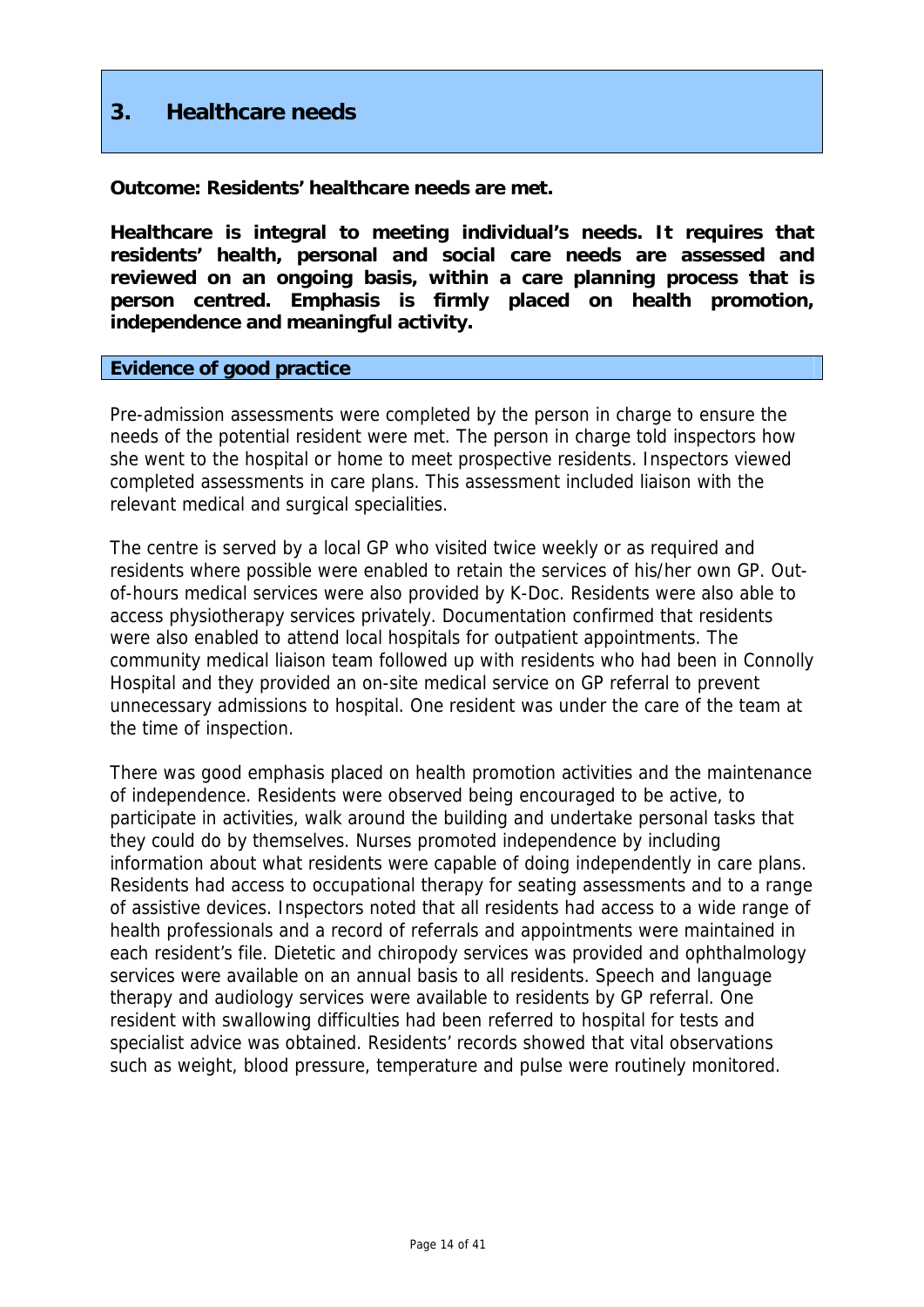## 3. Healthcare needs

**Outcome: Residents' healthcare needs are met.**

**Healthcare is integral to meeting individual's needs. It requires that residents' health, personal and social care needs are assessed and reviewed on an ongoing basis, within a care planning process that is person centred. Emphasis is firmly placed on health promotion, independence and meaningful activity.**

### Evidence of good practice

Pre-admission assessments were completed by the person in charge to ensure the needs of the potential resident were met. The person in charge told inspectors how she went to the hospital or home to meet prospective residents. Inspectors viewed completed assessments in care plans. This assessment included liaison with the relevant medical and surgical specialities.

The centre is served by a local GP who visited twice weekly or as required and residents where possible were enabled to retain the services of his/her own GP. Out-of-hours medical services were also provided by K-Doc. Residents were also able to access physiotherapy services privately. Documentation confirmed that residents were also enabled to attend local hospitals for outpatient appointments. The community medical liaison team followed up with residents who had been in Connolly Hospital and they provided an on-site medical service on GP referral to prevent unnecessary admissions to hospital. One resident was under the care of the team at the time of inspection.

There was good emphasis placed on health promotion activities and the maintenance of independence. Residents were observed being encouraged to be active, to participate in activities, walk around the building and undertake personal tasks that they could do by themselves. Nurses promoted independence by including information about what residents were capable of doing independently in care plans. Residents had access to occupational therapy for seating assessments and to a range of assistive devices. Inspectors noted that all residents had access to a wide range of health professionals and a record of referrals and appointments were maintained in each resident's file. Dietetic and chiropody services was provided and ophthalmology services were available on an annual basis to all residents. Speech and language therapy and audiology services were available to residents by GP referral. One resident with swallowing difficulties had been referred to hospital for tests and specialist advice was obtained. Residents' records showed that vital observations such as weight, blood pressure, temperature and pulse were routinely monitored.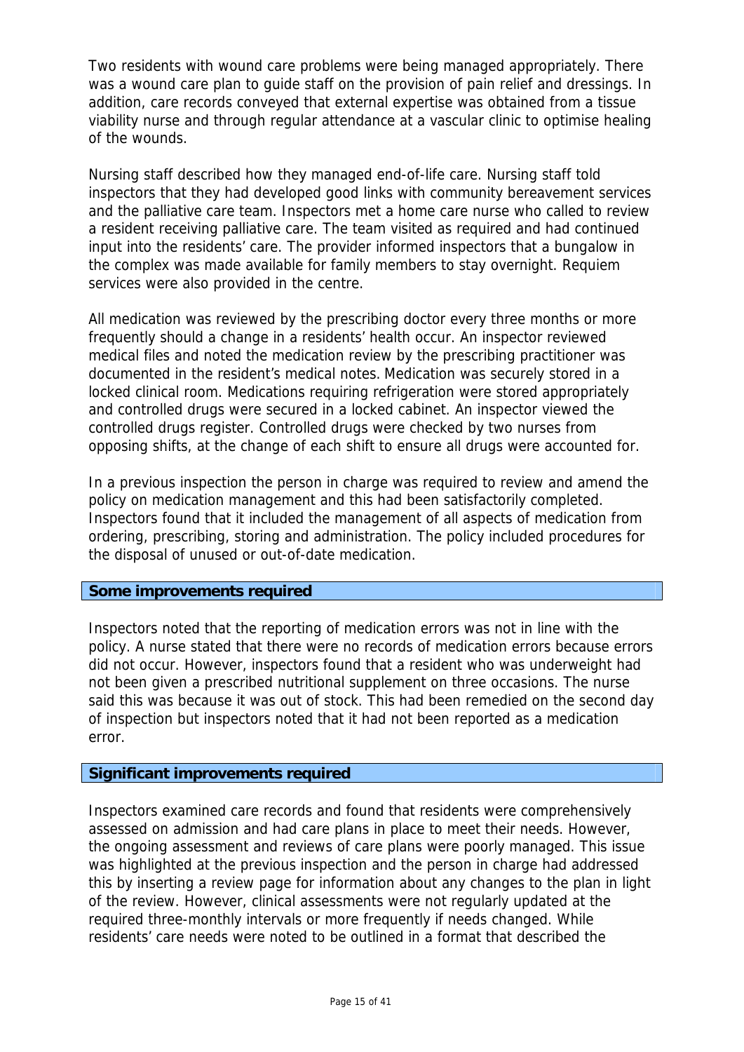Two residents with wound care problems were being managed appropriately. There was a wound care plan to guide staff on the provision of pain relief and dressings. In addition, care records conveyed that external expertise was obtained from a tissue viability nurse and through regular attendance at a vascular clinic to optimise healing of the wounds.

Nursing staff described how they managed end-of-life care. Nursing staff told inspectors that they had developed good links with community bereavement services and the palliative care team. Inspectors met a home care nurse who called to review a resident receiving palliative care. The team visited as required and had continued input into the residents' care. The provider informed inspectors that a bungalow in the complex was made available for family members to stay overnight. Requiem services were also provided in the centre.

All medication was reviewed by the prescribing doctor every three months or more frequently should a change in a residents' health occur. An inspector reviewed medical files and noted the medication review by the prescribing practitioner was documented in the resident's medical notes. Medication was securely stored in a locked clinical room. Medications requiring refrigeration were stored appropriately and controlled drugs were secured in a locked cabinet. An inspector viewed the controlled drugs register. Controlled drugs were checked by two nurses from opposing shifts, at the change of each shift to ensure all drugs were accounted for.

In a previous inspection the person in charge was required to review and amend the policy on medication management and this had been satisfactorily completed. Inspectors found that it included the management of all aspects of medication from ordering, prescribing, storing and administration. The policy included procedures for the disposal of unused or out-of-date medication.

**Some improvements required**

Inspectors noted that the reporting of medication errors was not in line with the policy. A nurse stated that there were no records of medication errors because errors did not occur. However, inspectors found that a resident who was underweight had not been given a prescribed nutritional supplement on three occasions. The nurse said this was because it was out of stock. This had been remedied on the second day of inspection but inspectors noted that it had not been reported as a medication error.

**Significant improvements required**

Inspectors examined care records and found that residents were comprehensively assessed on admission and had care plans in place to meet their needs. However, the ongoing assessment and reviews of care plans were poorly managed. This issue was highlighted at the previous inspection and the person in charge had addressed this by inserting a review page for information about any changes to the plan in light of the review. However, clinical assessments were not regularly updated at the required three-monthly intervals or more frequently if needs changed. While residents' care needs were noted to be outlined in a format that described the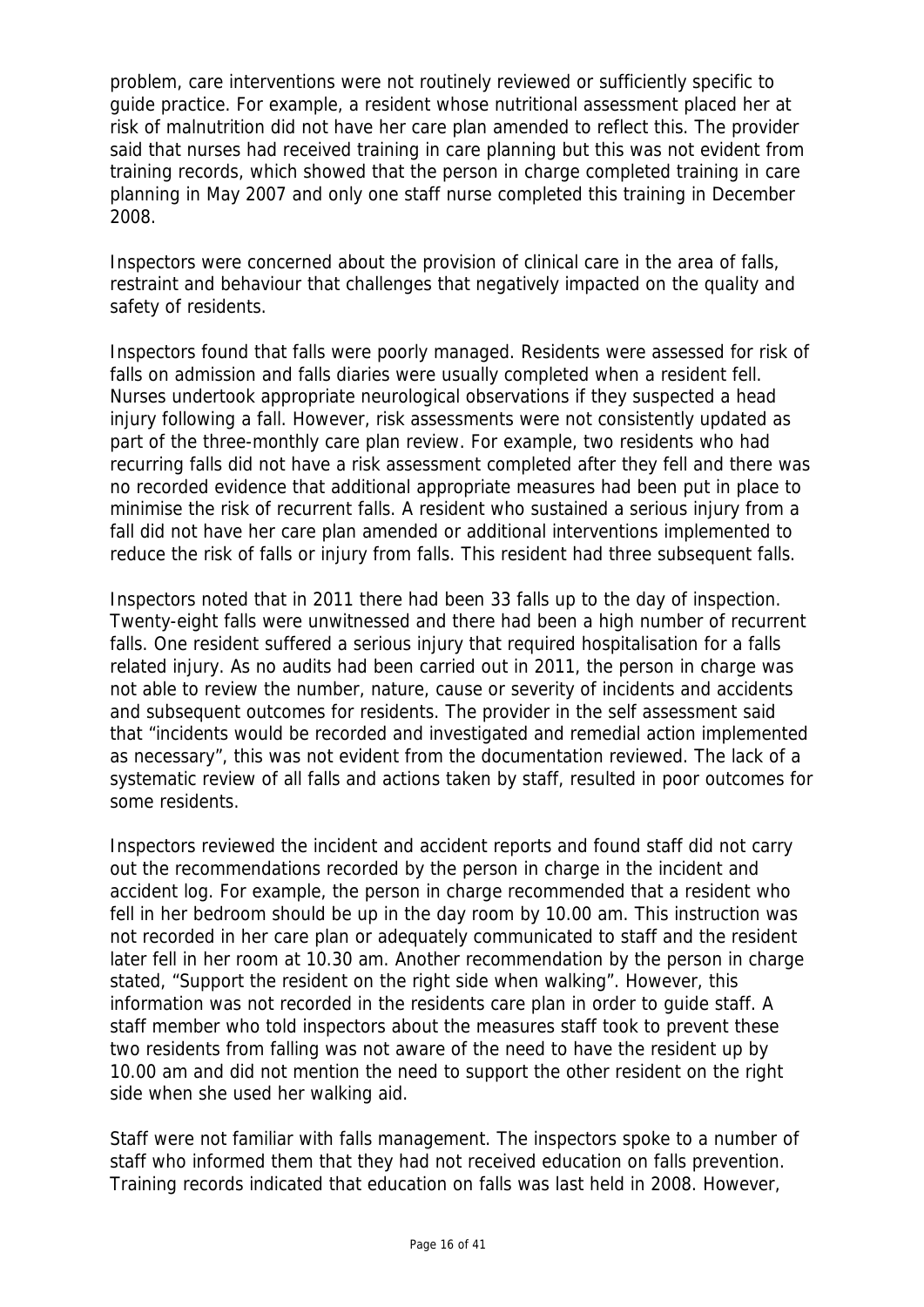problem, care interventions were not routinely reviewed or sufficiently specific to guide practice. For example, a resident whose nutritional assessment placed her at risk of malnutrition did not have her care plan amended to reflect this. The provider said that nurses had received training in care planning but this was not evident from training records, which showed that the person in charge completed training in care planning in May 2007 and only one staff nurse completed this training in December 2008.

Inspectors were concerned about the provision of clinical care in the area of falls, restraint and behaviour that challenges that negatively impacted on the quality and safety of residents.

Inspectors found that falls were poorly managed. Residents were assessed for risk of falls on admission and falls diaries were usually completed when a resident fell. Nurses undertook appropriate neurological observations if they suspected a head injury following a fall. However, risk assessments were not consistently updated as part of the three-monthly care plan review. For example, two residents who had recurring falls did not have a risk assessment completed after they fell and there was no recorded evidence that additional appropriate measures had been put in place to minimise the risk of recurrent falls. A resident who sustained a serious injury from a fall did not have her care plan amended or additional interventions implemented to reduce the risk of falls or injury from falls. This resident had three subsequent falls.

Inspectors noted that in 2011 there had been 33 falls up to the day of inspection. Twenty-eight falls were unwitnessed and there had been a high number of recurrent falls. One resident suffered a serious injury that required hospitalisation for a falls related injury. As no audits had been carried out in 2011, the person in charge was not able to review the number, nature, cause or severity of incidents and accidents and subsequent outcomes for residents. The provider in the self assessment said that "incidents would be recorded and investigated and remedial action implemented as necessary", this was not evident from the documentation reviewed. The lack of a systematic review of all falls and actions taken by staff, resulted in poor outcomes for some residents.

Inspectors reviewed the incident and accident reports and found staff did not carry out the recommendations recorded by the person in charge in the incident and accident log. For example, the person in charge recommended that a resident who fell in her bedroom should be up in the day room by 10.00 am. This instruction was not recorded in her care plan or adequately communicated to staff and the resident later fell in her room at 10.30 am. Another recommendation by the person in charge stated, "Support the resident on the right side when walking". However, this information was not recorded in the residents care plan in order to guide staff. A staff member who told inspectors about the measures staff took to prevent these two residents from falling was not aware of the need to have the resident up by 10.00 am and did not mention the need to support the other resident on the right side when she used her walking aid.

Staff were not familiar with falls management. The inspectors spoke to a number of staff who informed them that they had not received education on falls prevention. Training records indicated that education on falls was last held in 2008. However,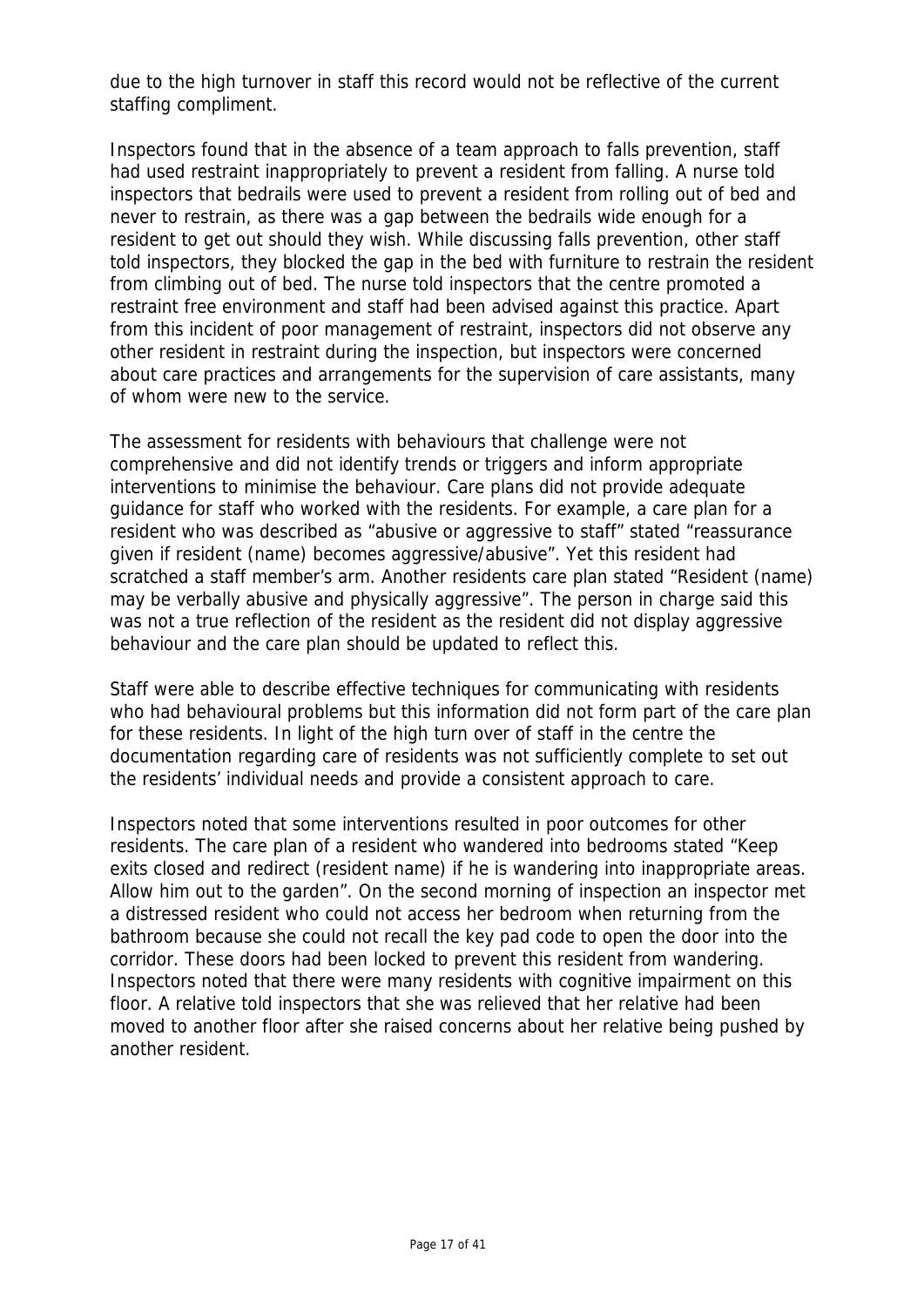due to the high turnover in staff this record would not be reflective of the current staffing compliment.

Inspectors found that in the absence of a team approach to falls prevention, staff had used restraint inappropriately to prevent a resident from falling. A nurse told inspectors that bedrails were used to prevent a resident from rolling out of bed and never to restrain, as there was a gap between the bedrails wide enough for a resident to get out should they wish. While discussing falls prevention, other staff told inspectors, they blocked the gap in the bed with furniture to restrain the resident from climbing out of bed. The nurse told inspectors that the centre promoted a restraint free environment and staff had been advised against this practice. Apart from this incident of poor management of restraint, inspectors did not observe any other resident in restraint during the inspection, but inspectors were concerned about care practices and arrangements for the supervision of care assistants, many of whom were new to the service.

The assessment for residents with behaviours that challenge were not comprehensive and did not identify trends or triggers and inform appropriate interventions to minimise the behaviour. Care plans did not provide adequate guidance for staff who worked with the residents. For example, a care plan for a resident who was described as "abusive or aggressive to staff" stated "reassurance given if resident (name) becomes aggressive/abusive". Yet this resident had scratched a staff member's arm. Another residents care plan stated "Resident (name) may be verbally abusive and physically aggressive". The person in charge said this was not a true reflection of the resident as the resident did not display aggressive behaviour and the care plan should be updated to reflect this.

Staff were able to describe effective techniques for communicating with residents who had behavioural problems but this information did not form part of the care plan for these residents. In light of the high turn over of staff in the centre the documentation regarding care of residents was not sufficiently complete to set out the residents' individual needs and provide a consistent approach to care.

Inspectors noted that some interventions resulted in poor outcomes for other residents. The care plan of a resident who wandered into bedrooms stated "Keep exits closed and redirect (resident name) if he is wandering into inappropriate areas. Allow him out to the garden". On the second morning of inspection an inspector met a distressed resident who could not access her bedroom when returning from the bathroom because she could not recall the key pad code to open the door into the corridor. These doors had been locked to prevent this resident from wandering. Inspectors noted that there were many residents with cognitive impairment on this floor. A relative told inspectors that she was relieved that her relative had been moved to another floor after she raised concerns about her relative being pushed by another resident.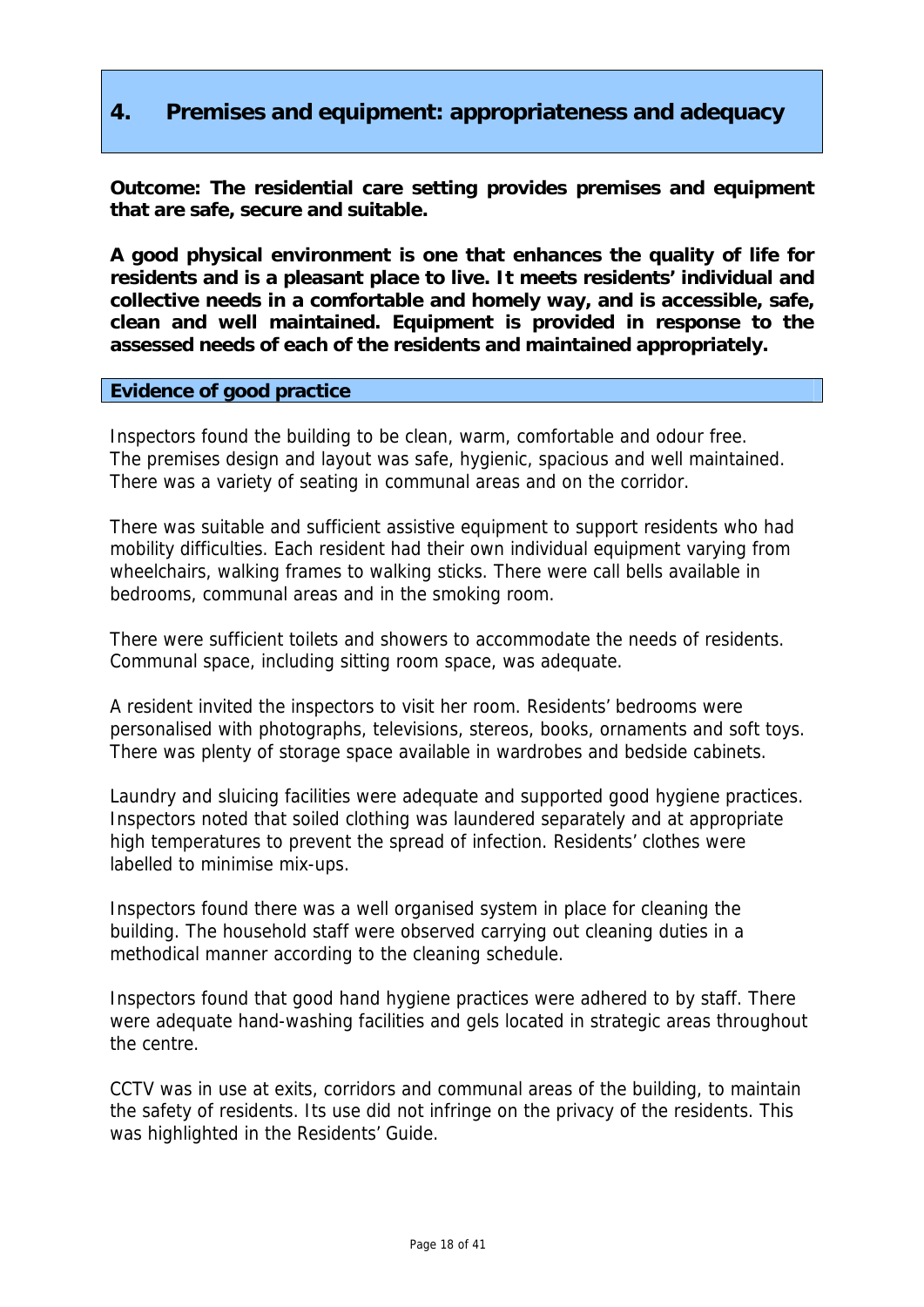## 4. Premises and equipment: appropriateness and adequacy

**Outcome: The residential care setting provides premises and equipment that are safe, secure and suitable.**

**A good physical environment is one that enhances the quality of life for residents and is a pleasant place to live. It meets residents' individual and collective needs in a comfortable and homely way, and is accessible, safe, clean and well maintained. Equipment is provided in response to the assessed needs of each of the residents and maintained appropriately.**

### Evidence of good practice

Inspectors found the building to be clean, warm, comfortable and odour free. The premises design and layout was safe, hygienic, spacious and well maintained. There was a variety of seating in communal areas and on the corridor.

There was suitable and sufficient assistive equipment to support residents who had mobility difficulties. Each resident had their own individual equipment varying from wheelchairs, walking frames to walking sticks. There were call bells available in bedrooms, communal areas and in the smoking room.

There were sufficient toilets and showers to accommodate the needs of residents. Communal space, including sitting room space, was adequate.

A resident invited the inspectors to visit her room. Residents' bedrooms were personalised with photographs, televisions, stereos, books, ornaments and soft toys. There was plenty of storage space available in wardrobes and bedside cabinets.

Laundry and sluicing facilities were adequate and supported good hygiene practices. Inspectors noted that soiled clothing was laundered separately and at appropriate high temperatures to prevent the spread of infection. Residents' clothes were labelled to minimise mix-ups.

Inspectors found there was a well organised system in place for cleaning the building. The household staff were observed carrying out cleaning duties in a methodical manner according to the cleaning schedule.

Inspectors found that good hand hygiene practices were adhered to by staff. There were adequate hand-washing facilities and gels located in strategic areas throughout the centre.

CCTV was in use at exits, corridors and communal areas of the building, to maintain the safety of residents. Its use did not infringe on the privacy of the residents. This was highlighted in the Residents' Guide.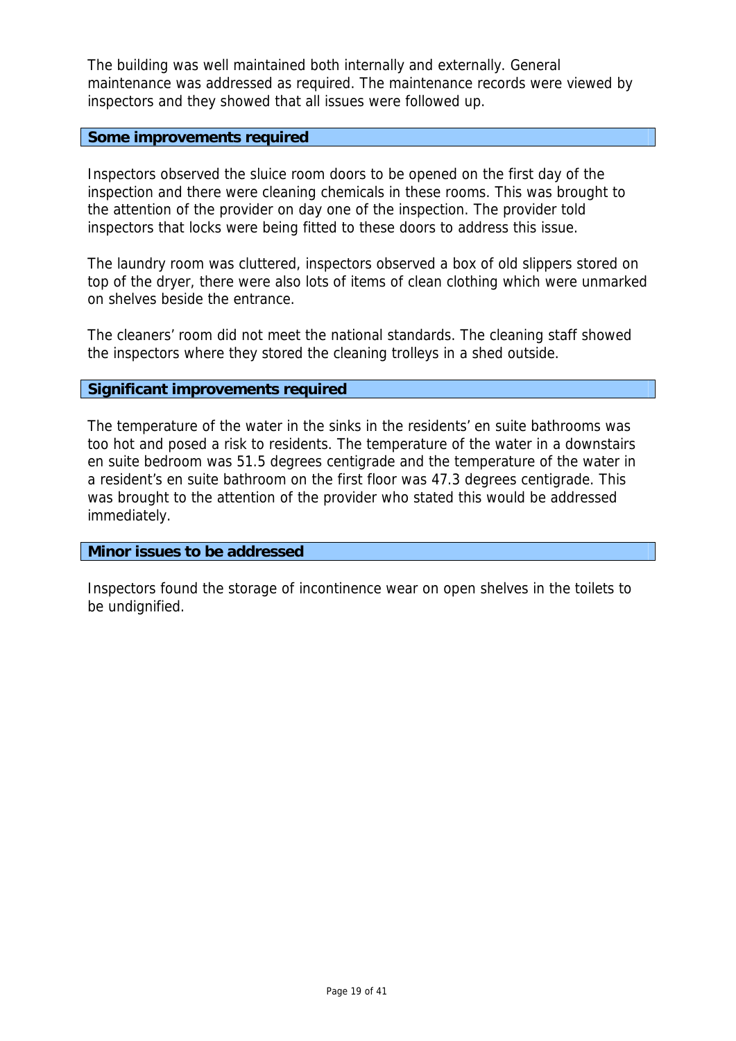The building was well maintained both internally and externally. General maintenance was addressed as required. The maintenance records were viewed by inspectors and they showed that all issues were followed up.

**Some improvements required**

Inspectors observed the sluice room doors to be opened on the first day of the inspection and there were cleaning chemicals in these rooms. This was brought to the attention of the provider on day one of the inspection. The provider told inspectors that locks were being fitted to these doors to address this issue.

The laundry room was cluttered, inspectors observed a box of old slippers stored on top of the dryer, there were also lots of items of clean clothing which were unmarked on shelves beside the entrance.

The cleaners' room did not meet the national standards. The cleaning staff showed the inspectors where they stored the cleaning trolleys in a shed outside.

**Significant improvements required**

The temperature of the water in the sinks in the residents' en suite bathrooms was too hot and posed a risk to residents. The temperature of the water in a downstairs en suite bedroom was 51.5 degrees centigrade and the temperature of the water in a resident's en suite bathroom on the first floor was 47.3 degrees centigrade. This was brought to the attention of the provider who stated this would be addressed immediately.

**Minor issues to be addressed**

Inspectors found the storage of incontinence wear on open shelves in the toilets to be undignified.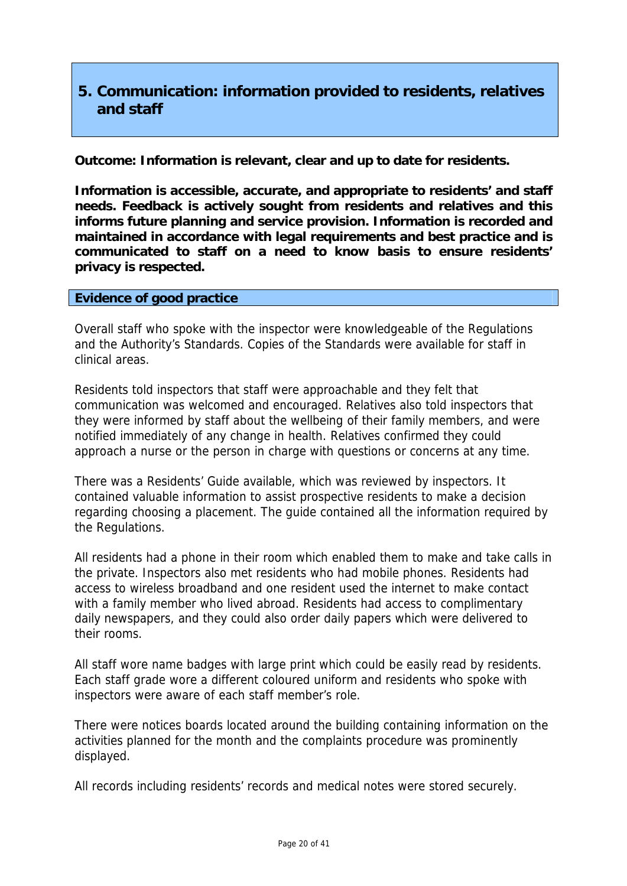## 5. Communication: information provided to residents, relatives and staff

**Outcome: Information is relevant, clear and up to date for residents.**

**Information is accessible, accurate, and appropriate to residents' and staff needs. Feedback is actively sought from residents and relatives and this informs future planning and service provision. Information is recorded and maintained in accordance with legal requirements and best practice and is communicated to staff on a need to know basis to ensure residents' privacy is respected.**

### Evidence of good practice

Overall staff who spoke with the inspector were knowledgeable of the Regulations and the Authority's Standards. Copies of the Standards were available for staff in clinical areas.

Residents told inspectors that staff were approachable and they felt that communication was welcomed and encouraged. Relatives also told inspectors that they were informed by staff about the wellbeing of their family members, and were notified immediately of any change in health. Relatives confirmed they could approach a nurse or the person in charge with questions or concerns at any time.

There was a Residents' Guide available, which was reviewed by inspectors. It contained valuable information to assist prospective residents to make a decision regarding choosing a placement. The guide contained all the information required by the Regulations.

All residents had a phone in their room which enabled them to make and take calls in the private. Inspectors also met residents who had mobile phones. Residents had access to wireless broadband and one resident used the internet to make contact with a family member who lived abroad. Residents had access to complimentary daily newspapers, and they could also order daily papers which were delivered to their rooms.

All staff wore name badges with large print which could be easily read by residents. Each staff grade wore a different coloured uniform and residents who spoke with inspectors were aware of each staff member's role.

There were notices boards located around the building containing information on the activities planned for the month and the complaints procedure was prominently displayed.

All records including residents' records and medical notes were stored securely.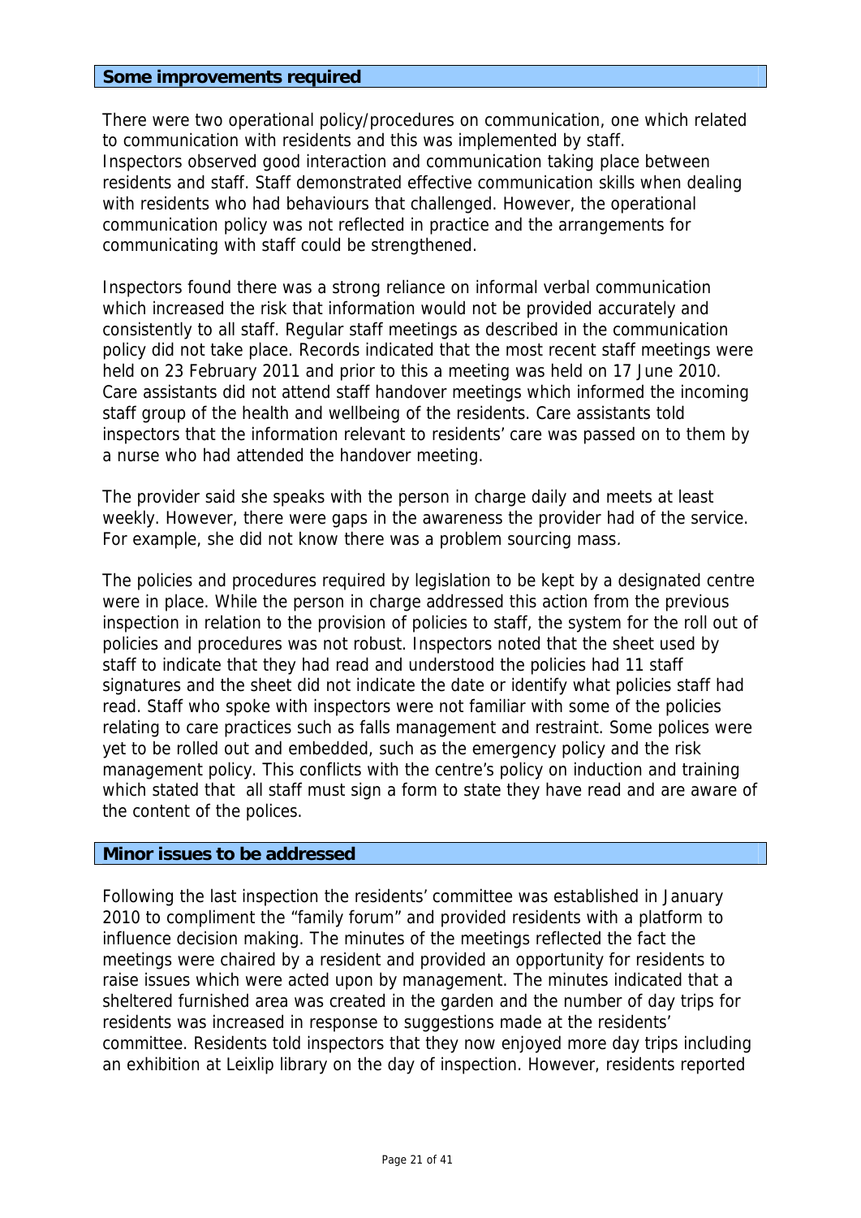**Some improvements required**

There were two operational policy/procedures on communication, one which related to communication with residents and this was implemented by staff. Inspectors observed good interaction and communication taking place between residents and staff. Staff demonstrated effective communication skills when dealing with residents who had behaviours that challenged. However, the operational communication policy was not reflected in practice and the arrangements for communicating with staff could be strengthened.

Inspectors found there was a strong reliance on informal verbal communication which increased the risk that information would not be provided accurately and consistently to all staff. Regular staff meetings as described in the communication policy did not take place. Records indicated that the most recent staff meetings were held on 23 February 2011 and prior to this a meeting was held on 17 June 2010. Care assistants did not attend staff handover meetings which informed the incoming staff group of the health and wellbeing of the residents. Care assistants told inspectors that the information relevant to residents' care was passed on to them by a nurse who had attended the handover meeting.

The provider said she speaks with the person in charge daily and meets at least weekly. However, there were gaps in the awareness the provider had of the service. For example, she did not know there was a problem sourcing mass*.*

The policies and procedures required by legislation to be kept by a designated centre were in place. While the person in charge addressed this action from the previous inspection in relation to the provision of policies to staff, the system for the roll out of policies and procedures was not robust. Inspectors noted that the sheet used by staff to indicate that they had read and understood the policies had 11 staff signatures and the sheet did not indicate the date or identify what policies staff had read. Staff who spoke with inspectors were not familiar with some of the policies relating to care practices such as falls management and restraint. Some polices were yet to be rolled out and embedded, such as the emergency policy and the risk management policy. This conflicts with the centre's policy on induction and training which stated that all staff must sign a form to state they have read and are aware of the content of the polices.

**Minor issues to be addressed**

Following the last inspection the residents' committee was established in January 2010 to compliment the "family forum" and provided residents with a platform to influence decision making. The minutes of the meetings reflected the fact the meetings were chaired by a resident and provided an opportunity for residents to raise issues which were acted upon by management. The minutes indicated that a sheltered furnished area was created in the garden and the number of day trips for residents was increased in response to suggestions made at the residents' committee. Residents told inspectors that they now enjoyed more day trips including an exhibition at Leixlip library on the day of inspection. However, residents reported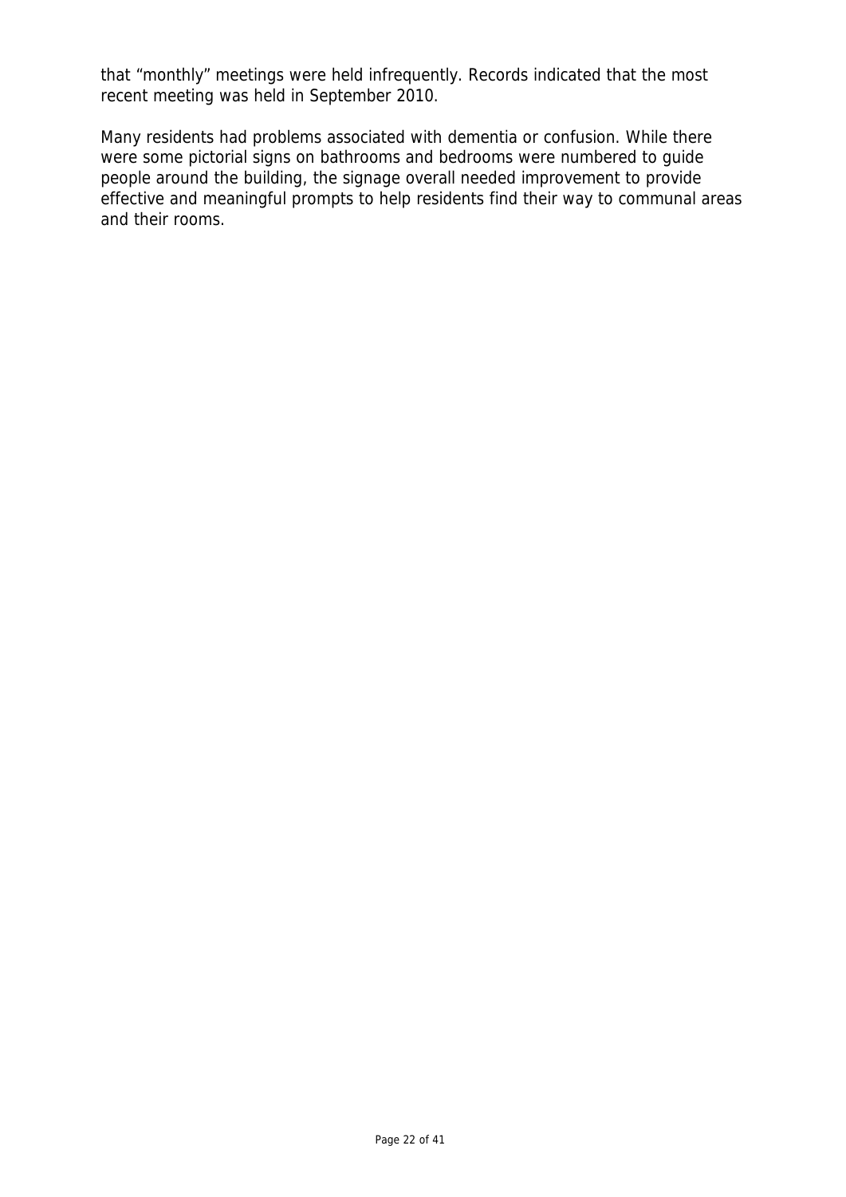that “monthly” meetings were held infrequently. Records indicated that the most recent meeting was held in September 2010.

Many residents had problems associated with dementia or confusion. While there were some pictorial signs on bathrooms and bedrooms were numbered to guide people around the building, the signage overall needed improvement to provide effective and meaningful prompts to help residents find their way to communal areas and their rooms.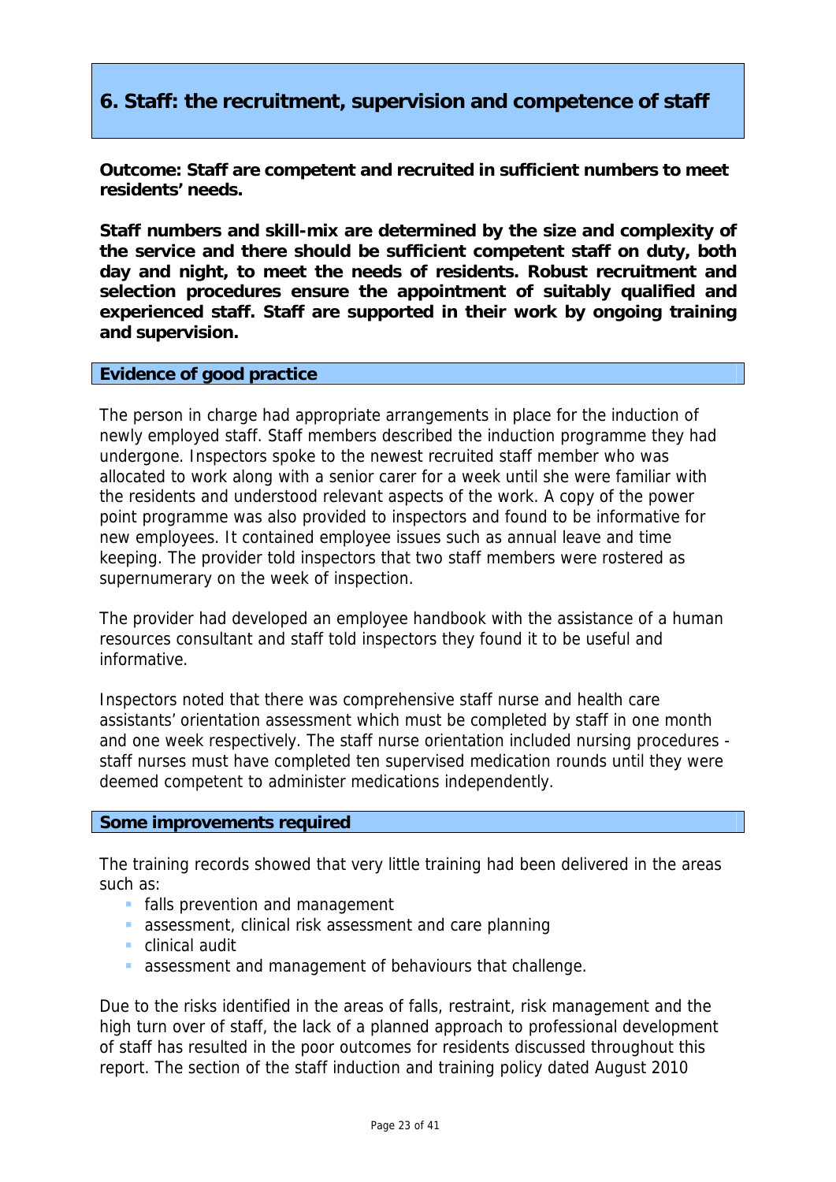## 6. Staff: the recruitment, supervision and competence of staff

**Outcome: Staff are competent and recruited in sufficient numbers to meet residents' needs.**

**Staff numbers and skill-mix are determined by the size and complexity of the service and there should be sufficient competent staff on duty, both day and night, to meet the needs of residents. Robust recruitment and selection procedures ensure the appointment of suitably qualified and experienced staff. Staff are supported in their work by ongoing training and supervision.**

### Evidence of good practice

The person in charge had appropriate arrangements in place for the induction of newly employed staff. Staff members described the induction programme they had undergone. Inspectors spoke to the newest recruited staff member who was allocated to work along with a senior carer for a week until she were familiar with the residents and understood relevant aspects of the work. A copy of the power point programme was also provided to inspectors and found to be informative for new employees. It contained employee issues such as annual leave and time keeping. The provider told inspectors that two staff members were rostered as supernumerary on the week of inspection.

The provider had developed an employee handbook with the assistance of a human resources consultant and staff told inspectors they found it to be useful and informative.

Inspectors noted that there was comprehensive staff nurse and health care assistants' orientation assessment which must be completed by staff in one month and one week respectively. The staff nurse orientation included nursing procedures - staff nurses must have completed ten supervised medication rounds until they were deemed competent to administer medications independently.

### Some improvements required

The training records showed that very little training had been delivered in the areas such as:

- falls prevention and management
- assessment, clinical risk assessment and care planning
- clinical audit
- assessment and management of behaviours that challenge.

Due to the risks identified in the areas of falls, restraint, risk management and the high turn over of staff, the lack of a planned approach to professional development of staff has resulted in the poor outcomes for residents discussed throughout this report. The section of the staff induction and training policy dated August 2010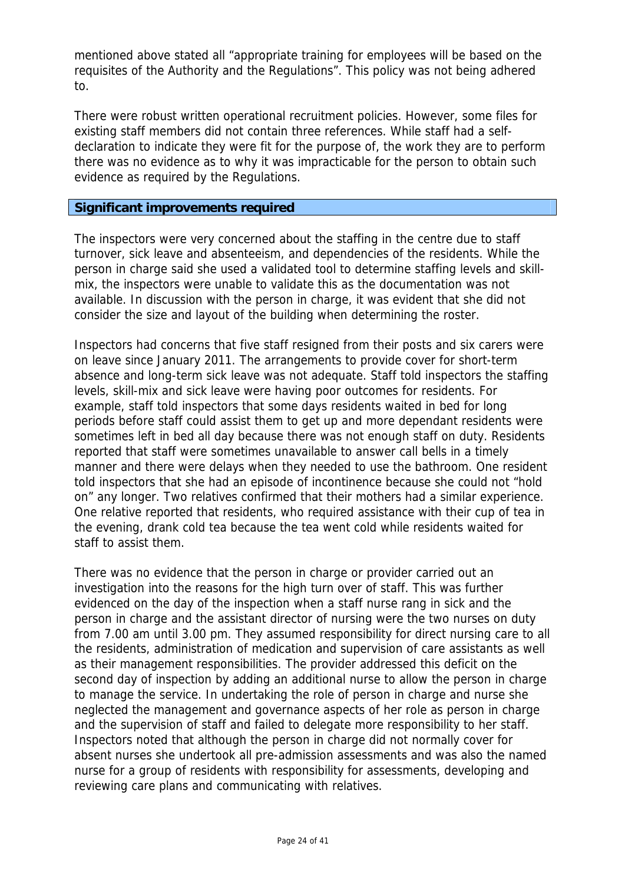mentioned above stated all "appropriate training for employees will be based on the requisites of the Authority and the Regulations". This policy was not being adhered to.

There were robust written operational recruitment policies. However, some files for existing staff members did not contain three references. While staff had a self-declaration to indicate they were fit for the purpose of, the work they are to perform there was no evidence as to why it was impracticable for the person to obtain such evidence as required by the Regulations.

**Significant improvements required**

The inspectors were very concerned about the staffing in the centre due to staff turnover, sick leave and absenteeism, and dependencies of the residents. While the person in charge said she used a validated tool to determine staffing levels and skill-mix, the inspectors were unable to validate this as the documentation was not available. In discussion with the person in charge, it was evident that she did not consider the size and layout of the building when determining the roster.

Inspectors had concerns that five staff resigned from their posts and six carers were on leave since January 2011. The arrangements to provide cover for short-term absence and long-term sick leave was not adequate. Staff told inspectors the staffing levels, skill-mix and sick leave were having poor outcomes for residents. For example, staff told inspectors that some days residents waited in bed for long periods before staff could assist them to get up and more dependant residents were sometimes left in bed all day because there was not enough staff on duty. Residents reported that staff were sometimes unavailable to answer call bells in a timely manner and there were delays when they needed to use the bathroom. One resident told inspectors that she had an episode of incontinence because she could not "hold on" any longer. Two relatives confirmed that their mothers had a similar experience. One relative reported that residents, who required assistance with their cup of tea in the evening, drank cold tea because the tea went cold while residents waited for staff to assist them.

There was no evidence that the person in charge or provider carried out an investigation into the reasons for the high turn over of staff. This was further evidenced on the day of the inspection when a staff nurse rang in sick and the person in charge and the assistant director of nursing were the two nurses on duty from 7.00 am until 3.00 pm. They assumed responsibility for direct nursing care to all the residents, administration of medication and supervision of care assistants as well as their management responsibilities. The provider addressed this deficit on the second day of inspection by adding an additional nurse to allow the person in charge to manage the service. In undertaking the role of person in charge and nurse she neglected the management and governance aspects of her role as person in charge and the supervision of staff and failed to delegate more responsibility to her staff. Inspectors noted that although the person in charge did not normally cover for absent nurses she undertook all pre-admission assessments and was also the named nurse for a group of residents with responsibility for assessments, developing and reviewing care plans and communicating with relatives.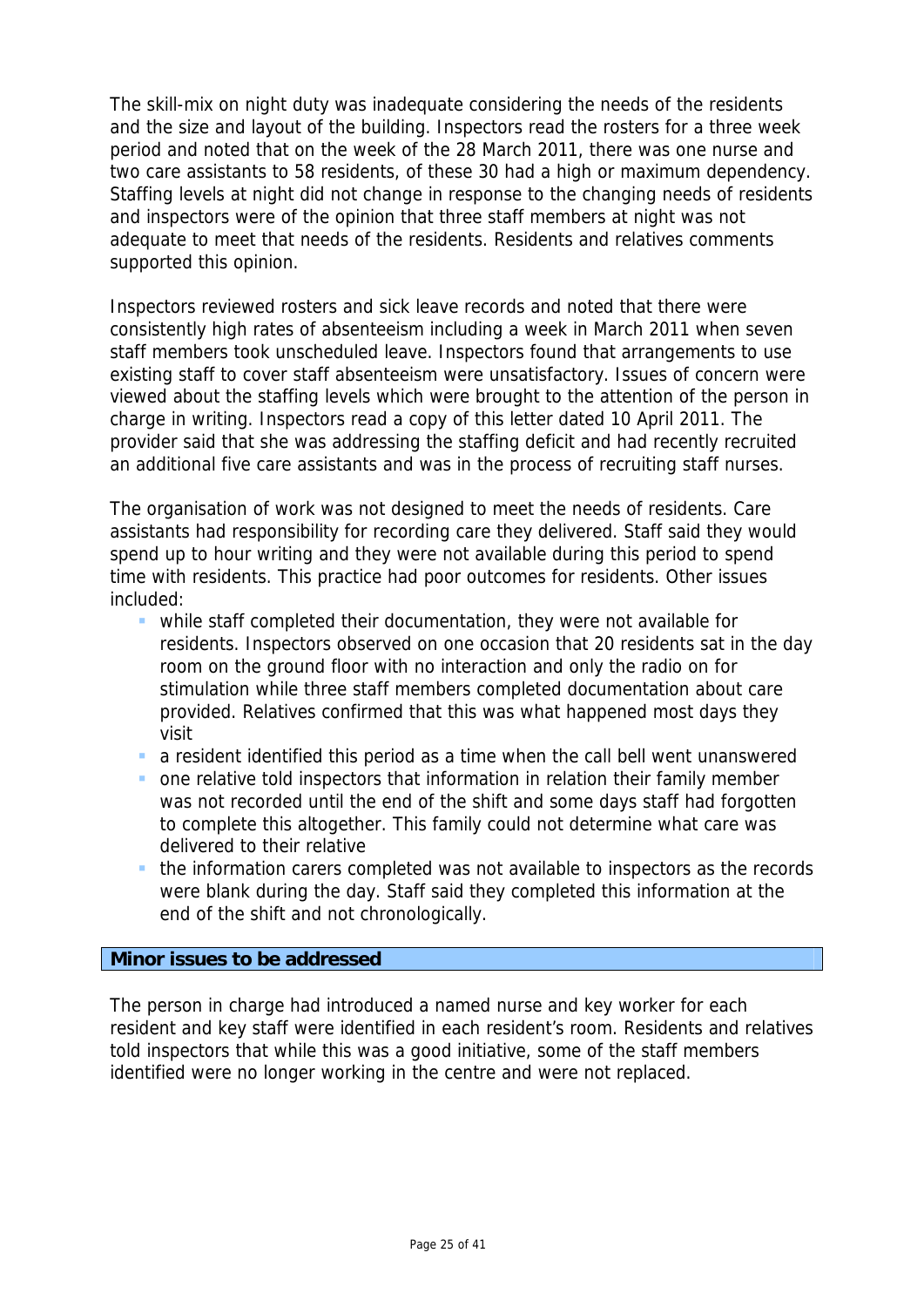The skill-mix on night duty was inadequate considering the needs of the residents and the size and layout of the building. Inspectors read the rosters for a three week period and noted that on the week of the 28 March 2011, there was one nurse and two care assistants to 58 residents, of these 30 had a high or maximum dependency. Staffing levels at night did not change in response to the changing needs of residents and inspectors were of the opinion that three staff members at night was not adequate to meet that needs of the residents. Residents and relatives comments supported this opinion.

Inspectors reviewed rosters and sick leave records and noted that there were consistently high rates of absenteeism including a week in March 2011 when seven staff members took unscheduled leave. Inspectors found that arrangements to use existing staff to cover staff absenteeism were unsatisfactory. Issues of concern were viewed about the staffing levels which were brought to the attention of the person in charge in writing. Inspectors read a copy of this letter dated 10 April 2011. The provider said that she was addressing the staffing deficit and had recently recruited an additional five care assistants and was in the process of recruiting staff nurses.

The organisation of work was not designed to meet the needs of residents. Care assistants had responsibility for recording care they delivered. Staff said they would spend up to hour writing and they were not available during this period to spend time with residents. This practice had poor outcomes for residents. Other issues included:

- while staff completed their documentation, they were not available for residents. Inspectors observed on one occasion that 20 residents sat in the day room on the ground floor with no interaction and only the radio on for stimulation while three staff members completed documentation about care provided. Relatives confirmed that this was what happened most days they visit
- a resident identified this period as a time when the call bell went unanswered
- one relative told inspectors that information in relation their family member was not recorded until the end of the shift and some days staff had forgotten to complete this altogether. This family could not determine what care was delivered to their relative
- the information carers completed was not available to inspectors as the records were blank during the day. Staff said they completed this information at the end of the shift and not chronologically.

**Minor issues to be addressed**

The person in charge had introduced a named nurse and key worker for each resident and key staff were identified in each resident's room. Residents and relatives told inspectors that while this was a good initiative, some of the staff members identified were no longer working in the centre and were not replaced.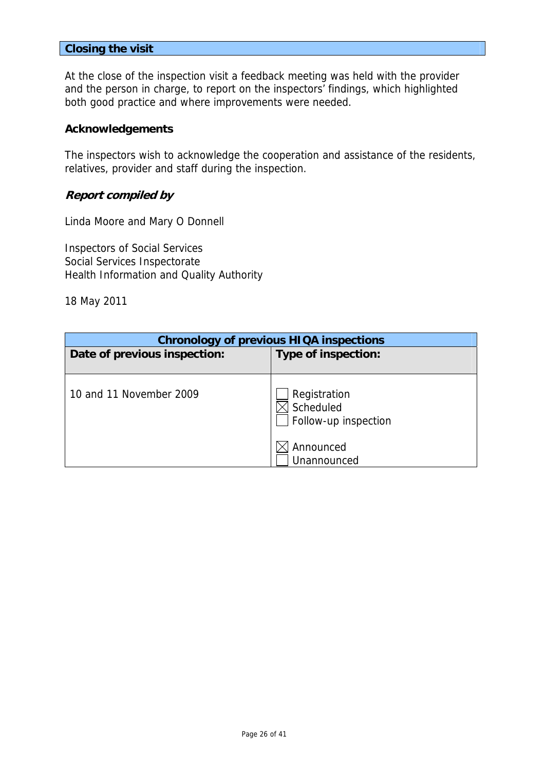## Closing the visit

At the close of the inspection visit a feedback meeting was held with the provider and the person in charge, to report on the inspectors' findings, which highlighted both good practice and where improvements were needed.

### Acknowledgements

The inspectors wish to acknowledge the cooperation and assistance of the residents, relatives, provider and staff during the inspection.

### *Report compiled by*

Linda Moore and Mary O Donnell

Inspectors of Social Services
Social Services Inspectorate
Health Information and Quality Authority

18 May 2011

| Chronology of previous HIQA inspections | |
|---|---|
| **Date of previous inspection:** | **Type of inspection:** |
| 10 and 11 November 2009 | ☐ Registration<br>☒ Scheduled<br>☐ Follow-up inspection<br><br>☒ Announced<br>☐ Unannounced |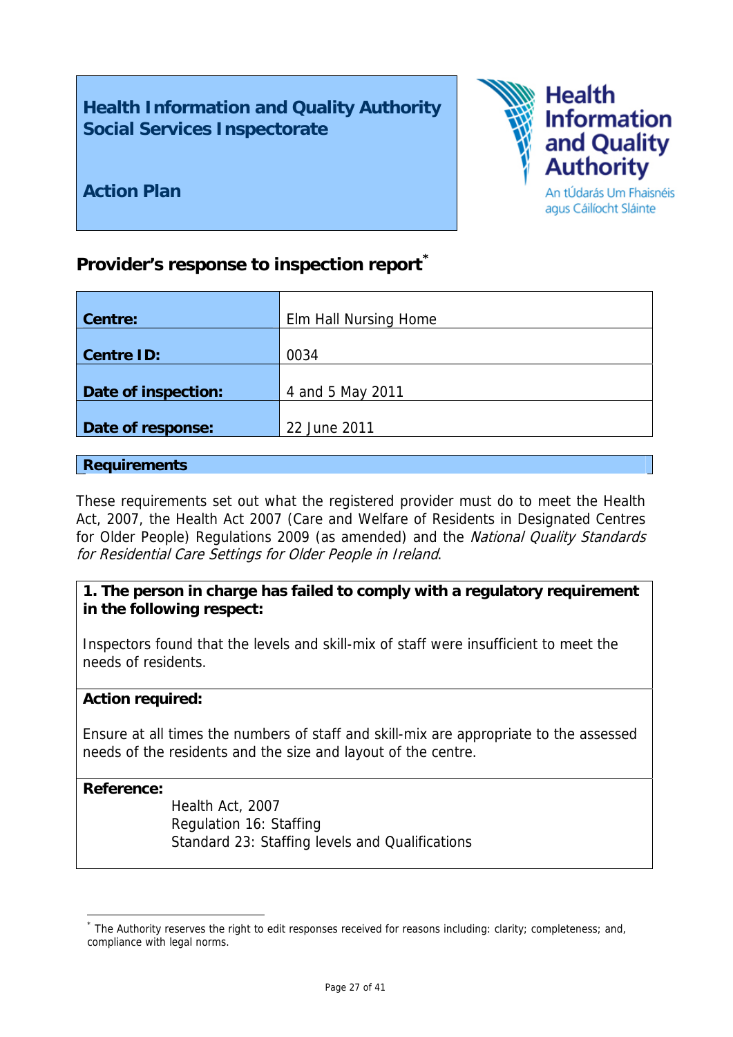**Health Information and Quality Authority**
**Social Services Inspectorate**

**Action Plan**

Health Information and Quality Authority
An tÚdarás Um Fhaisnéis agus Cáilíocht Sláinte

## Provider's response to inspection report[*]

| | |
|---|---|
| **Centre:** | Elm Hall Nursing Home |
| **Centre ID:** | 0034 |
| **Date of inspection:** | 4 and 5 May 2011 |
| **Date of response:** | 22 June 2011 |

### Requirements

These requirements set out what the registered provider must do to meet the Health Act, 2007, the Health Act 2007 (Care and Welfare of Residents in Designated Centres for Older People) Regulations 2009 (as amended) and the *National Quality Standards for Residential Care Settings for Older People in Ireland*.

**1. The person in charge has failed to comply with a regulatory requirement in the following respect:**

Inspectors found that the levels and skill-mix of staff were insufficient to meet the needs of residents.

**Action required:**

Ensure at all times the numbers of staff and skill-mix are appropriate to the assessed needs of the residents and the size and layout of the centre.

**Reference:**

Health Act, 2007
Regulation 16: Staffing
Standard 23: Staffing levels and Qualifications

[*] The Authority reserves the right to edit responses received for reasons including: clarity; completeness; and, compliance with legal norms.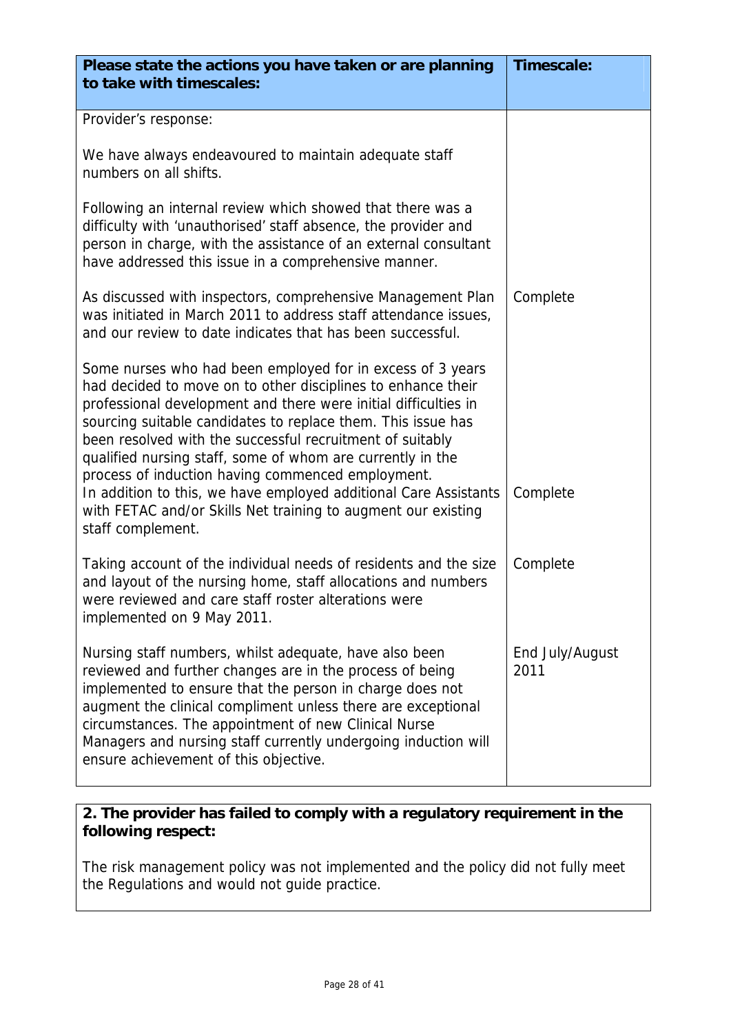| Please state the actions you have taken or are planning to take with timescales: | Timescale: |
|---|---|
| Provider's response:<br><br>We have always endeavoured to maintain adequate staff numbers on all shifts.<br><br>Following an internal review which showed that there was a difficulty with 'unauthorised' staff absence, the provider and person in charge, with the assistance of an external consultant have addressed this issue in a comprehensive manner. | |
| As discussed with inspectors, comprehensive Management Plan was initiated in March 2011 to address staff attendance issues, and our review to date indicates that has been successful. | Complete |
| Some nurses who had been employed for in excess of 3 years had decided to move on to other disciplines to enhance their professional development and there were initial difficulties in sourcing suitable candidates to replace them. This issue has been resolved with the successful recruitment of suitably qualified nursing staff, some of whom are currently in the process of induction having commenced employment.<br>In addition to this, we have employed additional Care Assistants with FETAC and/or Skills Net training to augment our existing staff complement. | Complete |
| Taking account of the individual needs of residents and the size and layout of the nursing home, staff allocations and numbers were reviewed and care staff roster alterations were implemented on 9 May 2011. | Complete |
| Nursing staff numbers, whilst adequate, have also been reviewed and further changes are in the process of being implemented to ensure that the person in charge does not augment the clinical compliment unless there are exceptional circumstances. The appointment of new Clinical Nurse Managers and nursing staff currently undergoing induction will ensure achievement of this objective. | End July/August 2011 |

**2. The provider has failed to comply with a regulatory requirement in the following respect:**

The risk management policy was not implemented and the policy did not fully meet the Regulations and would not guide practice.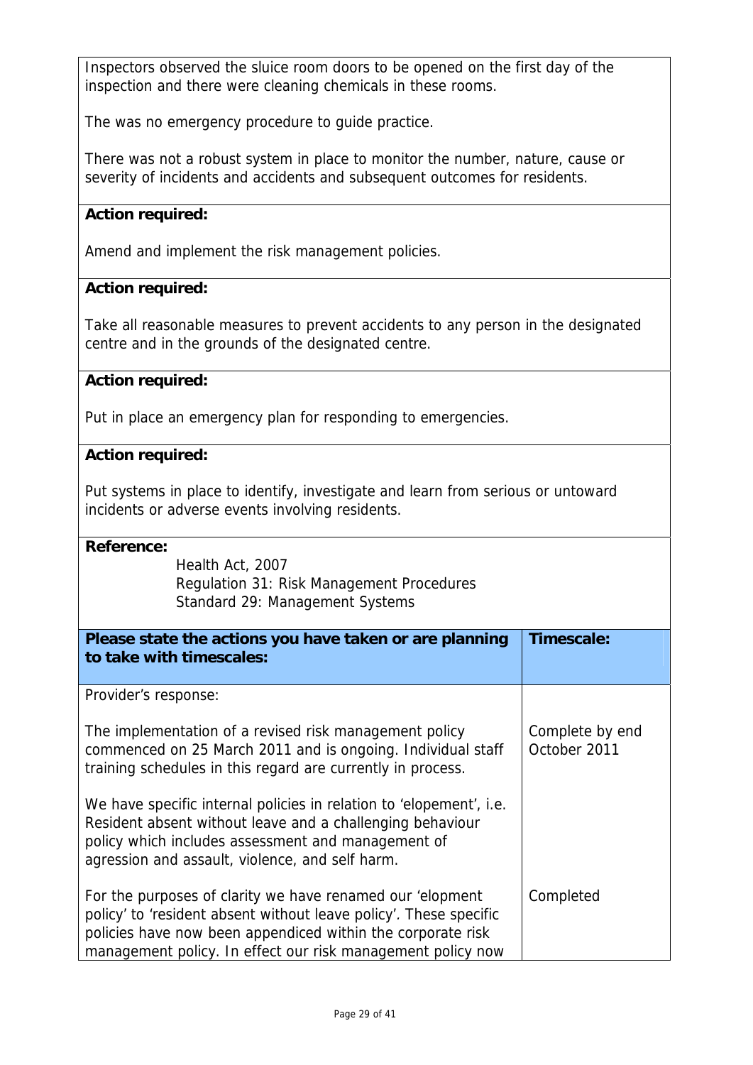Inspectors observed the sluice room doors to be opened on the first day of the inspection and there were cleaning chemicals in these rooms.

The was no emergency procedure to guide practice.

There was not a robust system in place to monitor the number, nature, cause or severity of incidents and accidents and subsequent outcomes for residents.

**Action required:**

Amend and implement the risk management policies.

**Action required:**

Take all reasonable measures to prevent accidents to any person in the designated centre and in the grounds of the designated centre.

**Action required:**

Put in place an emergency plan for responding to emergencies.

**Action required:**

Put systems in place to identify, investigate and learn from serious or untoward incidents or adverse events involving residents.

**Reference:**

Health Act, 2007
Regulation 31: Risk Management Procedures
Standard 29: Management Systems

| Please state the actions you have taken or are planning to take with timescales: | Timescale: |
|---|---|
| Provider's response: | |
| The implementation of a revised risk management policy commenced on 25 March 2011 and is ongoing. Individual staff training schedules in this regard are currently in process. | Complete by end October 2011 |
| We have specific internal policies in relation to 'elopement', i.e. Resident absent without leave and a challenging behaviour policy which includes assessment and management of agression and assault, violence, and self harm. | |
| For the purposes of clarity we have renamed our 'elopment policy' to 'resident absent without leave policy'. These specific policies have now been appendiced within the corporate risk management policy. In effect our risk management policy now | Completed |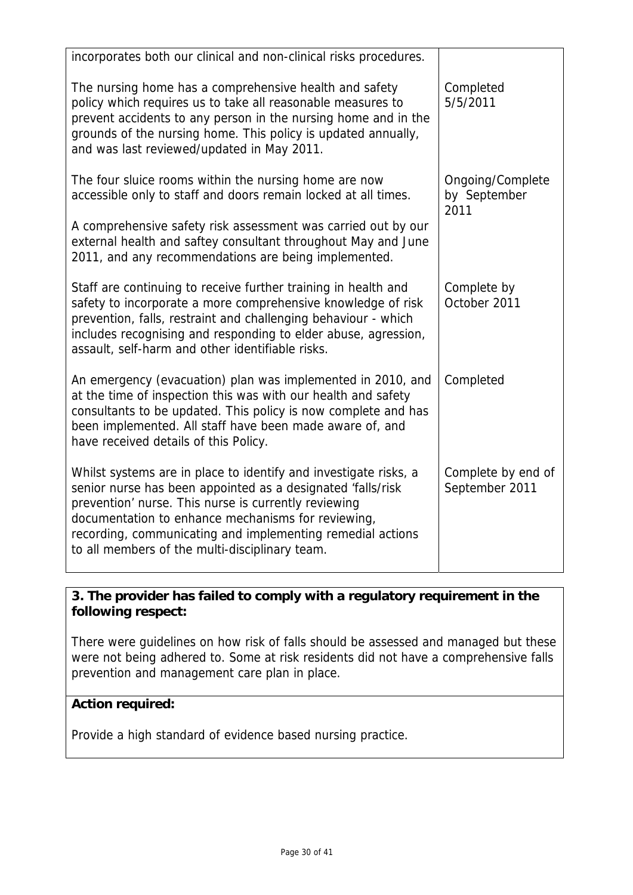| | |
|---|---|
| incorporates both our clinical and non-clinical risks procedures. | |
| The nursing home has a comprehensive health and safety policy which requires us to take all reasonable measures to prevent accidents to any person in the nursing home and in the grounds of the nursing home. This policy is updated annually, and was last reviewed/updated in May 2011. | Completed 5/5/2011 |
| The four sluice rooms within the nursing home are now accessible only to staff and doors remain locked at all times.<br><br>A comprehensive safety risk assessment was carried out by our external health and saftey consultant throughout May and June 2011, and any recommendations are being implemented. | Ongoing/Complete by September 2011 |
| Staff are continuing to receive further training in health and safety to incorporate a more comprehensive knowledge of risk prevention, falls, restraint and challenging behaviour - which includes recognising and responding to elder abuse, agression, assault, self-harm and other identifiable risks. | Complete by October 2011 |
| An emergency (evacuation) plan was implemented in 2010, and at the time of inspection this was with our health and safety consultants to be updated. This policy is now complete and has been implemented. All staff have been made aware of, and have received details of this Policy. | Completed |
| Whilst systems are in place to identify and investigate risks, a senior nurse has been appointed as a designated 'falls/risk prevention' nurse. This nurse is currently reviewing documentation to enhance mechanisms for reviewing, recording, communicating and implementing remedial actions to all members of the multi-disciplinary team. | Complete by end of September 2011 |

**3. The provider has failed to comply with a regulatory requirement in the following respect:**

There were guidelines on how risk of falls should be assessed and managed but these were not being adhered to. Some at risk residents did not have a comprehensive falls prevention and management care plan in place.

**Action required:**

Provide a high standard of evidence based nursing practice.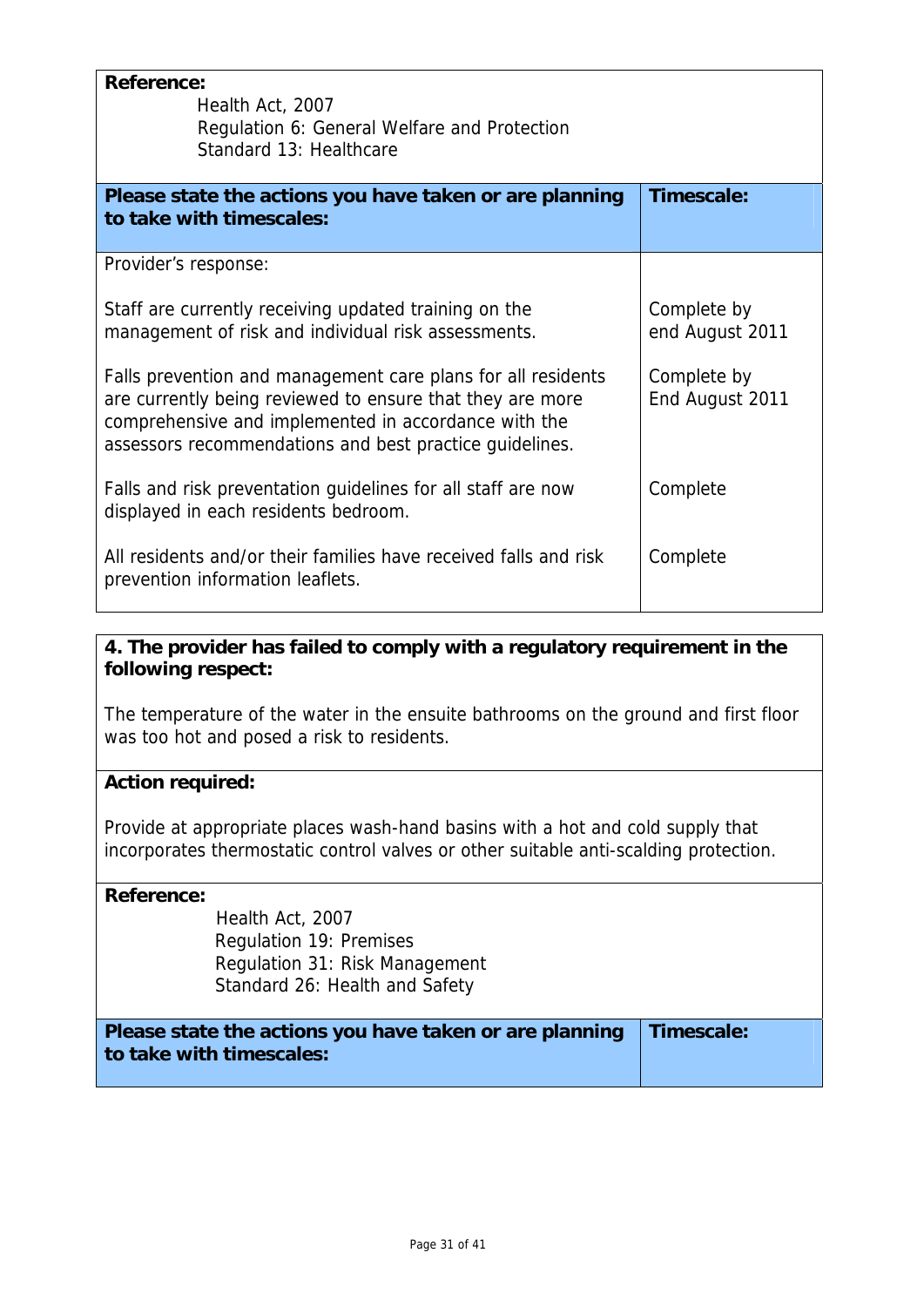**Reference:**

Health Act, 2007
Regulation 6: General Welfare and Protection
Standard 13: Healthcare

| Please state the actions you have taken or are planning to take with timescales: | Timescale: |
|---|---|
| Provider's response: | |
| Staff are currently receiving updated training on the management of risk and individual risk assessments. | Complete by end August 2011 |
| Falls prevention and management care plans for all residents are currently being reviewed to ensure that they are more comprehensive and implemented in accordance with the assessors recommendations and best practice guidelines. | Complete by End August 2011 |
| Falls and risk preventation guidelines for all staff are now displayed in each residents bedroom. | Complete |
| All residents and/or their families have received falls and risk prevention information leaflets. | Complete |

**4. The provider has failed to comply with a regulatory requirement in the following respect:**

The temperature of the water in the ensuite bathrooms on the ground and first floor was too hot and posed a risk to residents.

**Action required:**

Provide at appropriate places wash-hand basins with a hot and cold supply that incorporates thermostatic control valves or other suitable anti-scalding protection.

**Reference:**

Health Act, 2007
Regulation 19: Premises
Regulation 31: Risk Management
Standard 26: Health and Safety

| Please state the actions you have taken or are planning to take with timescales: | Timescale: |
|---|---|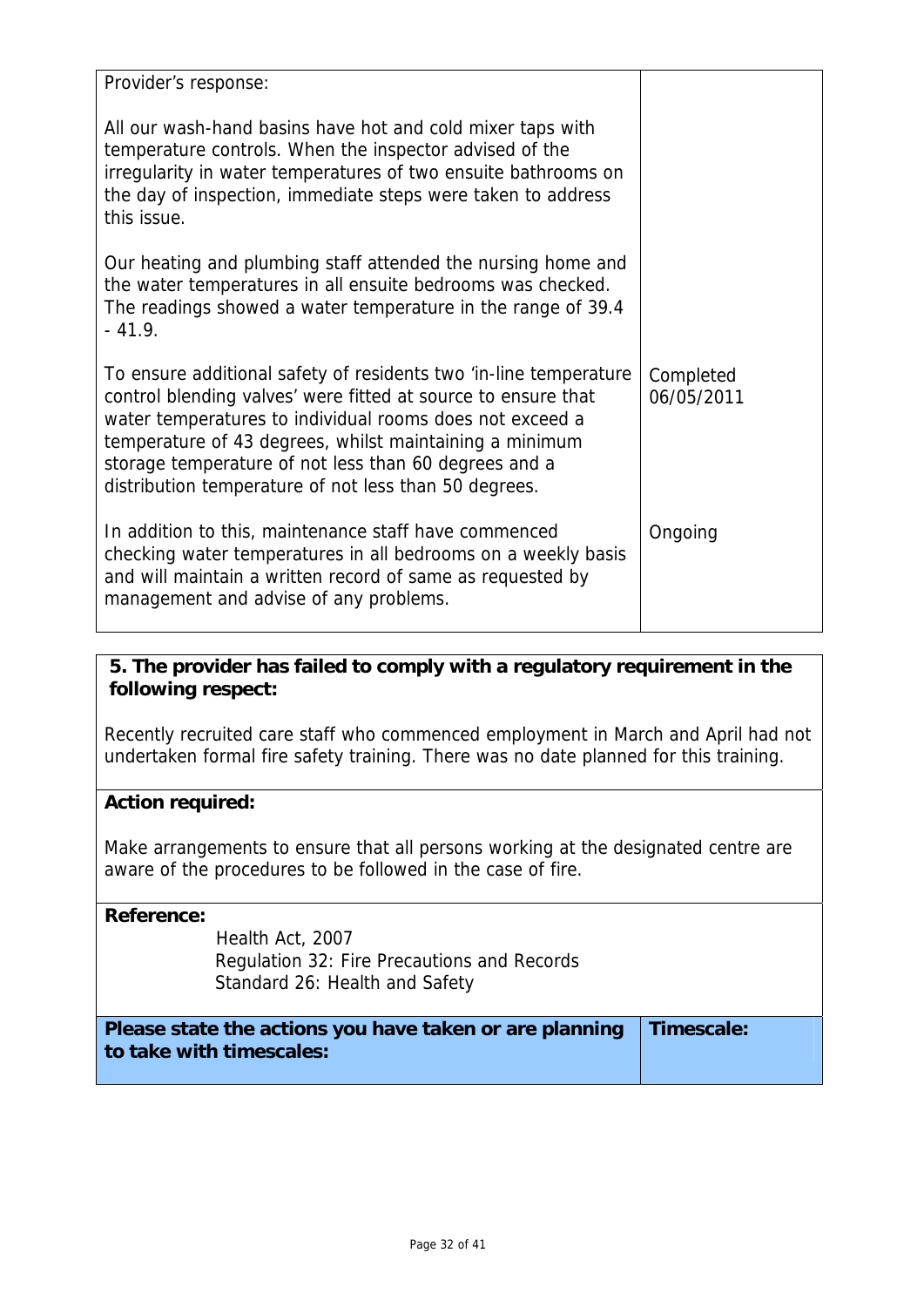| Provider's response: | |
|---|---|
| All our wash-hand basins have hot and cold mixer taps with temperature controls. When the inspector advised of the irregularity in water temperatures of two ensuite bathrooms on the day of inspection, immediate steps were taken to address this issue. | |
| Our heating and plumbing staff attended the nursing home and the water temperatures in all ensuite bedrooms was checked. The readings showed a water temperature in the range of 39.4 - 41.9. | |
| To ensure additional safety of residents two 'in-line temperature control blending valves' were fitted at source to ensure that water temperatures to individual rooms does not exceed a temperature of 43 degrees, whilst maintaining a minimum storage temperature of not less than 60 degrees and a distribution temperature of not less than 50 degrees. | Completed 06/05/2011 |
| In addition to this, maintenance staff have commenced checking water temperatures in all bedrooms on a weekly basis and will maintain a written record of same as requested by management and advise of any problems. | Ongoing |

**5. The provider has failed to comply with a regulatory requirement in the following respect:**

Recently recruited care staff who commenced employment in March and April had not undertaken formal fire safety training. There was no date planned for this training.

**Action required:**

Make arrangements to ensure that all persons working at the designated centre are aware of the procedures to be followed in the case of fire.

**Reference:**

Health Act, 2007
Regulation 32: Fire Precautions and Records
Standard 26: Health and Safety

| Please state the actions you have taken or are planning to take with timescales: | Timescale: |
|---|---|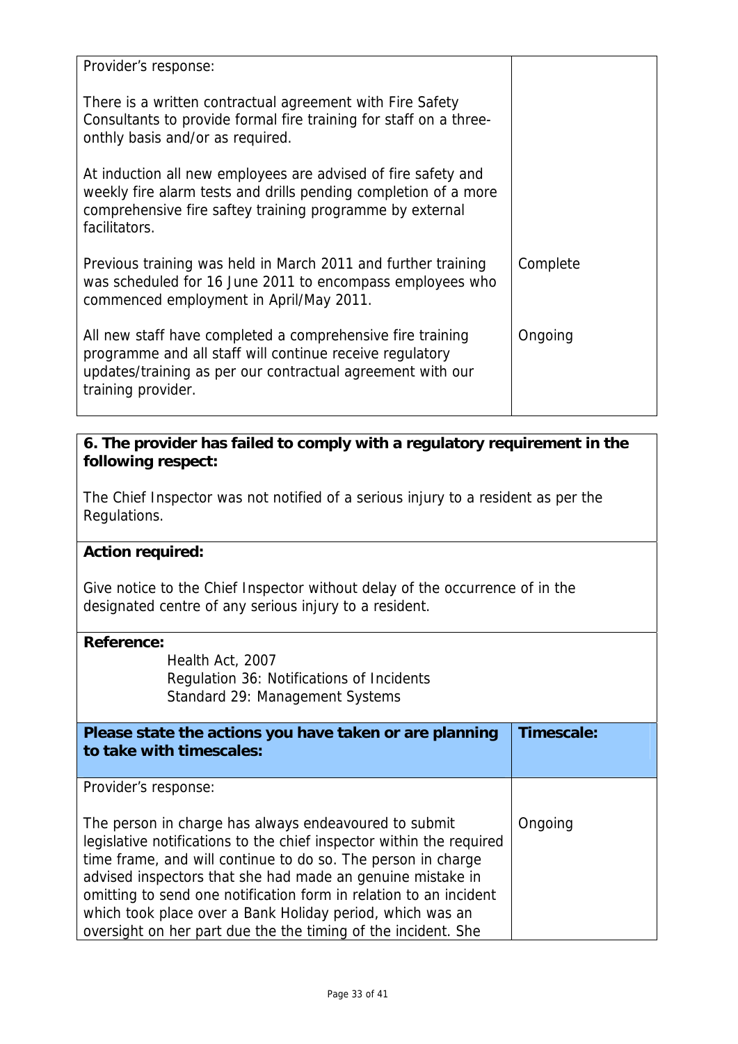| Provider's response: | |
|---|---|
| There is a written contractual agreement with Fire Safety Consultants to provide formal fire training for staff on a three-onthly basis and/or as required. | |
| At induction all new employees are advised of fire safety and weekly fire alarm tests and drills pending completion of a more comprehensive fire saftey training programme by external facilitators. | |
| Previous training was held in March 2011 and further training was scheduled for 16 June 2011 to encompass employees who commenced employment in April/May 2011. | Complete |
| All new staff have completed a comprehensive fire training programme and all staff will continue receive regulatory updates/training as per our contractual agreement with our training provider. | Ongoing |

**6. The provider has failed to comply with a regulatory requirement in the following respect:**

The Chief Inspector was not notified of a serious injury to a resident as per the Regulations.

**Action required:**

Give notice to the Chief Inspector without delay of the occurrence of in the designated centre of any serious injury to a resident.

**Reference:**

Health Act, 2007
Regulation 36: Notifications of Incidents
Standard 29: Management Systems

| **Please state the actions you have taken or are planning to take with timescales:** | **Timescale:** |
|---|---|
| Provider's response: | |
| The person in charge has always endeavoured to submit legislative notifications to the chief inspector within the required time frame, and will continue to do so. The person in charge advised inspectors that she had made an genuine mistake in omitting to send one notification form in relation to an incident which took place over a Bank Holiday period, which was an oversight on her part due the the timing of the incident. She | Ongoing |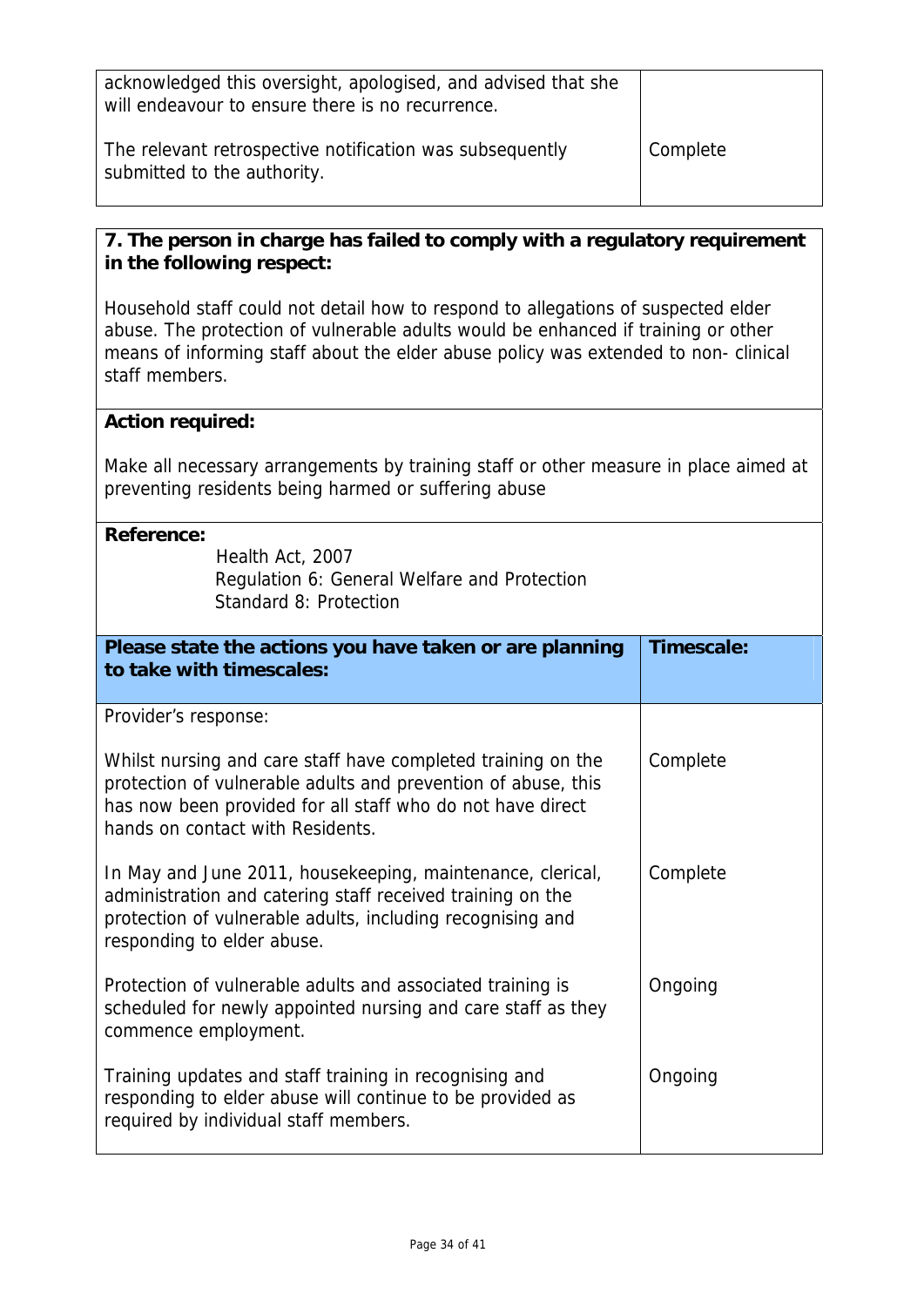| | |
|---|---|
| acknowledged this oversight, apologised, and advised that she will endeavour to ensure there is no recurrence. | |
| The relevant retrospective notification was subsequently submitted to the authority. | Complete |

**7. The person in charge has failed to comply with a regulatory requirement in the following respect:**

Household staff could not detail how to respond to allegations of suspected elder abuse. The protection of vulnerable adults would be enhanced if training or other means of informing staff about the elder abuse policy was extended to non- clinical staff members.

**Action required:**

Make all necessary arrangements by training staff or other measure in place aimed at preventing residents being harmed or suffering abuse

**Reference:**

Health Act, 2007
Regulation 6: General Welfare and Protection
Standard 8: Protection

| **Please state the actions you have taken or are planning to take with timescales:** | **Timescale:** |
|---|---|
| Provider's response: | |
| Whilst nursing and care staff have completed training on the protection of vulnerable adults and prevention of abuse, this has now been provided for all staff who do not have direct hands on contact with Residents. | Complete |
| In May and June 2011, housekeeping, maintenance, clerical, administration and catering staff received training on the protection of vulnerable adults, including recognising and responding to elder abuse. | Complete |
| Protection of vulnerable adults and associated training is scheduled for newly appointed nursing and care staff as they commence employment. | Ongoing |
| Training updates and staff training in recognising and responding to elder abuse will continue to be provided as required by individual staff members. | Ongoing |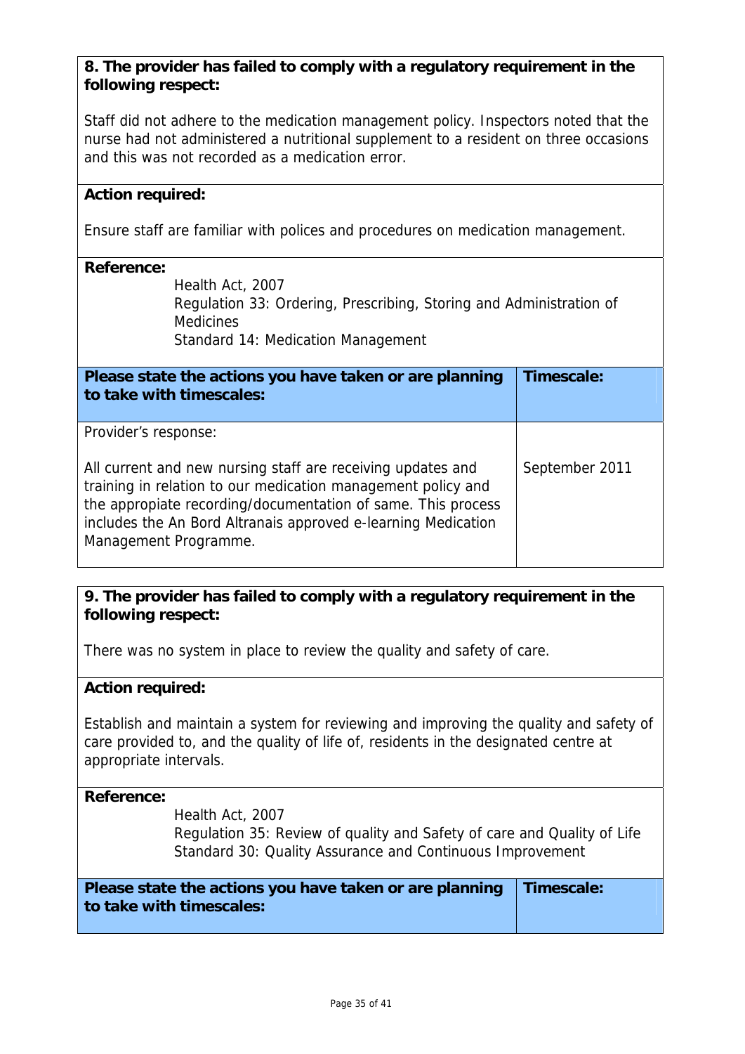**8. The provider has failed to comply with a regulatory requirement in the following respect:**

Staff did not adhere to the medication management policy. Inspectors noted that the nurse had not administered a nutritional supplement to a resident on three occasions and this was not recorded as a medication error.

**Action required:**

Ensure staff are familiar with polices and procedures on medication management.

**Reference:**

Health Act, 2007
Regulation 33: Ordering, Prescribing, Storing and Administration of Medicines
Standard 14: Medication Management

| **Please state the actions you have taken or are planning to take with timescales:** | **Timescale:** |
|---|---|
| Provider's response:<br><br>All current and new nursing staff are receiving updates and training in relation to our medication management policy and the appropiate recording/documentation of same. This process includes the An Bord Altranais approved e-learning Medication Management Programme. | September 2011 |

**9. The provider has failed to comply with a regulatory requirement in the following respect:**

There was no system in place to review the quality and safety of care.

**Action required:**

Establish and maintain a system for reviewing and improving the quality and safety of care provided to, and the quality of life of, residents in the designated centre at appropriate intervals.

**Reference:**

Health Act, 2007
Regulation 35: Review of quality and Safety of care and Quality of Life
Standard 30: Quality Assurance and Continuous Improvement

| **Please state the actions you have taken or are planning to take with timescales:** | **Timescale:** |
|---|---|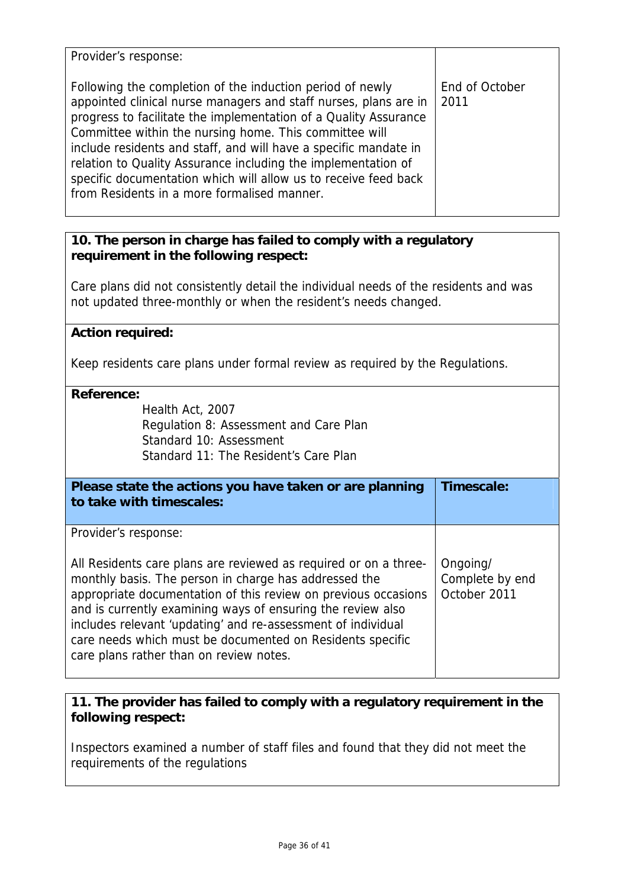| Provider's response: | |
|---|---|
| Following the completion of the induction period of newly appointed clinical nurse managers and staff nurses, plans are in progress to facilitate the implementation of a Quality Assurance Committee within the nursing home. This committee will include residents and staff, and will have a specific mandate in relation to Quality Assurance including the implementation of specific documentation which will allow us to receive feed back from Residents in a more formalised manner. | End of October 2011 |

**10. The person in charge has failed to comply with a regulatory requirement in the following respect:**

Care plans did not consistently detail the individual needs of the residents and was not updated three-monthly or when the resident's needs changed.

**Action required:**

Keep residents care plans under formal review as required by the Regulations.

**Reference:**

Health Act, 2007
Regulation 8: Assessment and Care Plan
Standard 10: Assessment
Standard 11: The Resident's Care Plan

| Please state the actions you have taken or are planning to take with timescales: | Timescale: |
|---|---|
| Provider's response:<br><br>All Residents care plans are reviewed as required or on a three-monthly basis. The person in charge has addressed the appropriate documentation of this review on previous occasions and is currently examining ways of ensuring the review also includes relevant 'updating' and re-assessment of individual care needs which must be documented on Residents specific care plans rather than on review notes. | Ongoing/ Complete by end October 2011 |

**11. The provider has failed to comply with a regulatory requirement in the following respect:**

Inspectors examined a number of staff files and found that they did not meet the requirements of the regulations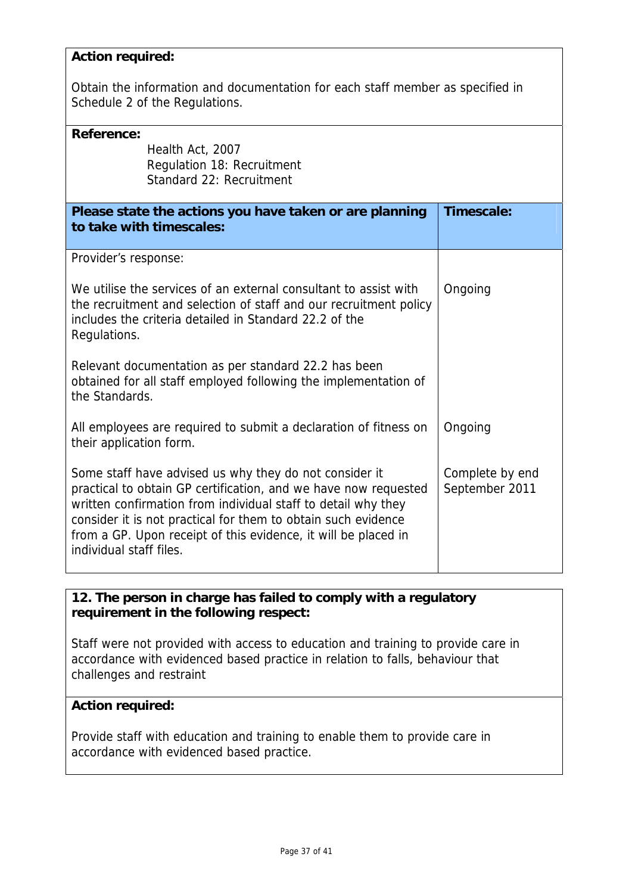**Action required:**

Obtain the information and documentation for each staff member as specified in Schedule 2 of the Regulations.

**Reference:**

Health Act, 2007
Regulation 18: Recruitment
Standard 22: Recruitment

| **Please state the actions you have taken or are planning to take with timescales:** | **Timescale:** |
|---|---|
| Provider's response: | |
| We utilise the services of an external consultant to assist with the recruitment and selection of staff and our recruitment policy includes the criteria detailed in Standard 22.2 of the Regulations. | Ongoing |
| Relevant documentation as per standard 22.2 has been obtained for all staff employed following the implementation of the Standards. | |
| All employees are required to submit a declaration of fitness on their application form. | Ongoing |
| Some staff have advised us why they do not consider it practical to obtain GP certification, and we have now requested written confirmation from individual staff to detail why they consider it is not practical for them to obtain such evidence from a GP. Upon receipt of this evidence, it will be placed in individual staff files. | Complete by end September 2011 |

**12. The person in charge has failed to comply with a regulatory requirement in the following respect:**

Staff were not provided with access to education and training to provide care in accordance with evidenced based practice in relation to falls, behaviour that challenges and restraint

**Action required:**

Provide staff with education and training to enable them to provide care in accordance with evidenced based practice.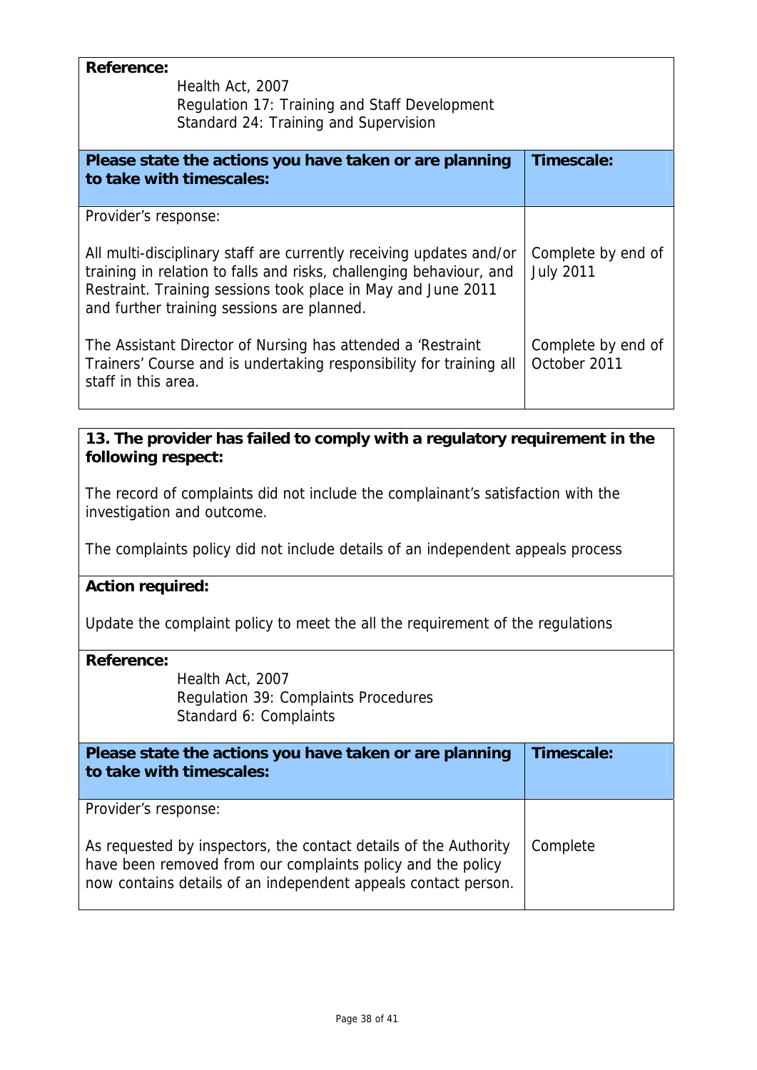**Reference:**

Health Act, 2007
Regulation 17: Training and Staff Development
Standard 24: Training and Supervision

| Please state the actions you have taken or are planning to take with timescales: | Timescale: |
|---|---|
| Provider's response: | |
| All multi-disciplinary staff are currently receiving updates and/or training in relation to falls and risks, challenging behaviour, and Restraint. Training sessions took place in May and June 2011 and further training sessions are planned. | Complete by end of July 2011 |
| The Assistant Director of Nursing has attended a 'Restraint Trainers' Course and is undertaking responsibility for training all staff in this area. | Complete by end of October 2011 |

**13. The provider has failed to comply with a regulatory requirement in the following respect:**

The record of complaints did not include the complainant's satisfaction with the investigation and outcome.

The complaints policy did not include details of an independent appeals process

**Action required:**

Update the complaint policy to meet the all the requirement of the regulations

**Reference:**

Health Act, 2007
Regulation 39: Complaints Procedures
Standard 6: Complaints

| Please state the actions you have taken or are planning to take with timescales: | Timescale: |
|---|---|
| Provider's response: | |
| As requested by inspectors, the contact details of the Authority have been removed from our complaints policy and the policy now contains details of an independent appeals contact person. | Complete |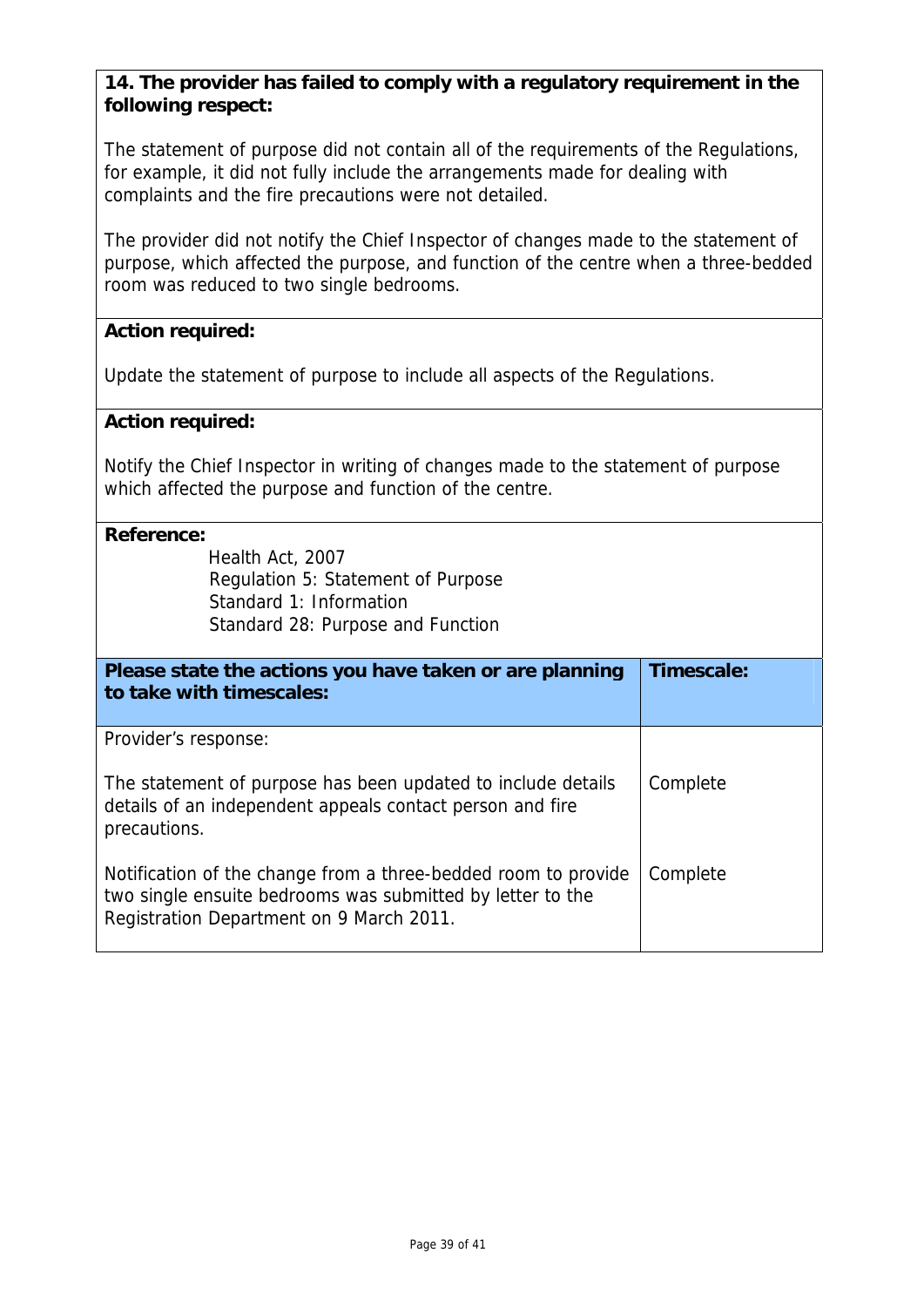**14. The provider has failed to comply with a regulatory requirement in the following respect:**

The statement of purpose did not contain all of the requirements of the Regulations, for example, it did not fully include the arrangements made for dealing with complaints and the fire precautions were not detailed.

The provider did not notify the Chief Inspector of changes made to the statement of purpose, which affected the purpose, and function of the centre when a three-bedded room was reduced to two single bedrooms.

**Action required:**

Update the statement of purpose to include all aspects of the Regulations.

**Action required:**

Notify the Chief Inspector in writing of changes made to the statement of purpose which affected the purpose and function of the centre.

**Reference:**

Health Act, 2007
Regulation 5: Statement of Purpose
Standard 1: Information
Standard 28: Purpose and Function

| **Please state the actions you have taken or are planning to take with timescales:** | **Timescale:** |
|---|---|
| Provider's response: | |
| The statement of purpose has been updated to include details details of an independent appeals contact person and fire precautions. | Complete |
| Notification of the change from a three-bedded room to provide two single ensuite bedrooms was submitted by letter to the Registration Department on 9 March 2011. | Complete |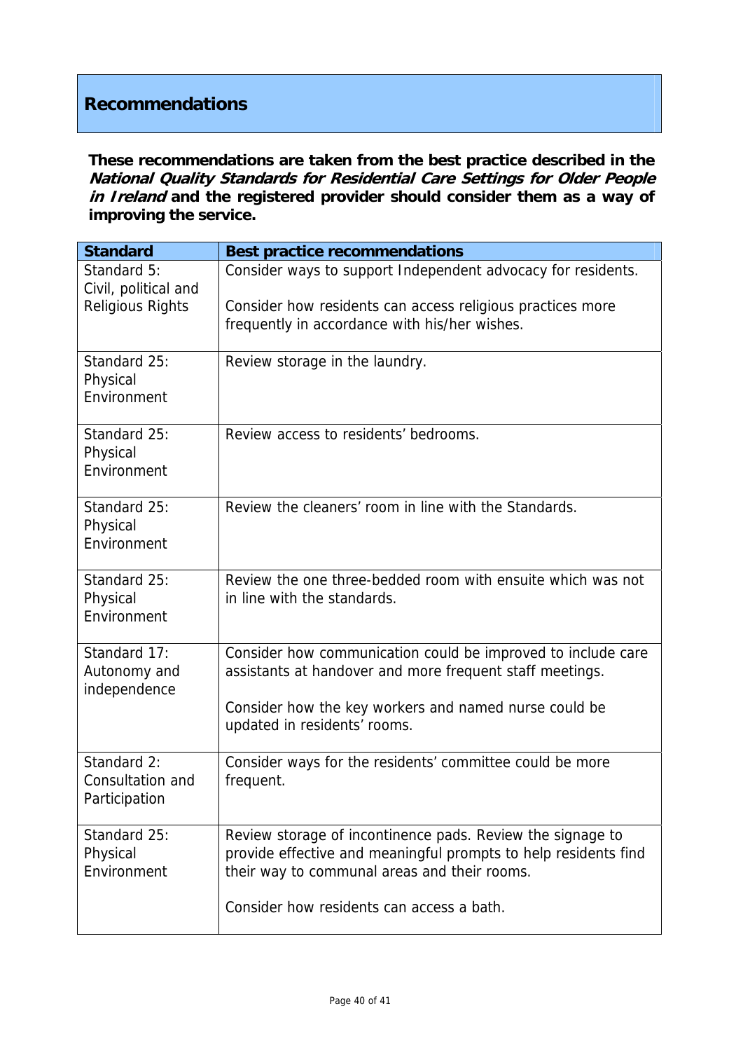## Recommendations

**These recommendations are taken from the best practice described in the *National Quality Standards for Residential Care Settings for Older People in Ireland* and the registered provider should consider them as a way of improving the service.**

| Standard | Best practice recommendations |
|---|---|
| Standard 5: Civil, political and Religious Rights | Consider ways to support Independent advocacy for residents.<br><br>Consider how residents can access religious practices more frequently in accordance with his/her wishes. |
| Standard 25: Physical Environment | Review storage in the laundry. |
| Standard 25: Physical Environment | Review access to residents' bedrooms. |
| Standard 25: Physical Environment | Review the cleaners' room in line with the Standards. |
| Standard 25: Physical Environment | Review the one three-bedded room with ensuite which was not in line with the standards. |
| Standard 17: Autonomy and independence | Consider how communication could be improved to include care assistants at handover and more frequent staff meetings.<br><br>Consider how the key workers and named nurse could be updated in residents' rooms. |
| Standard 2: Consultation and Participation | Consider ways for the residents' committee could be more frequent. |
| Standard 25: Physical Environment | Review storage of incontinence pads. Review the signage to provide effective and meaningful prompts to help residents find their way to communal areas and their rooms.<br><br>Consider how residents can access a bath. |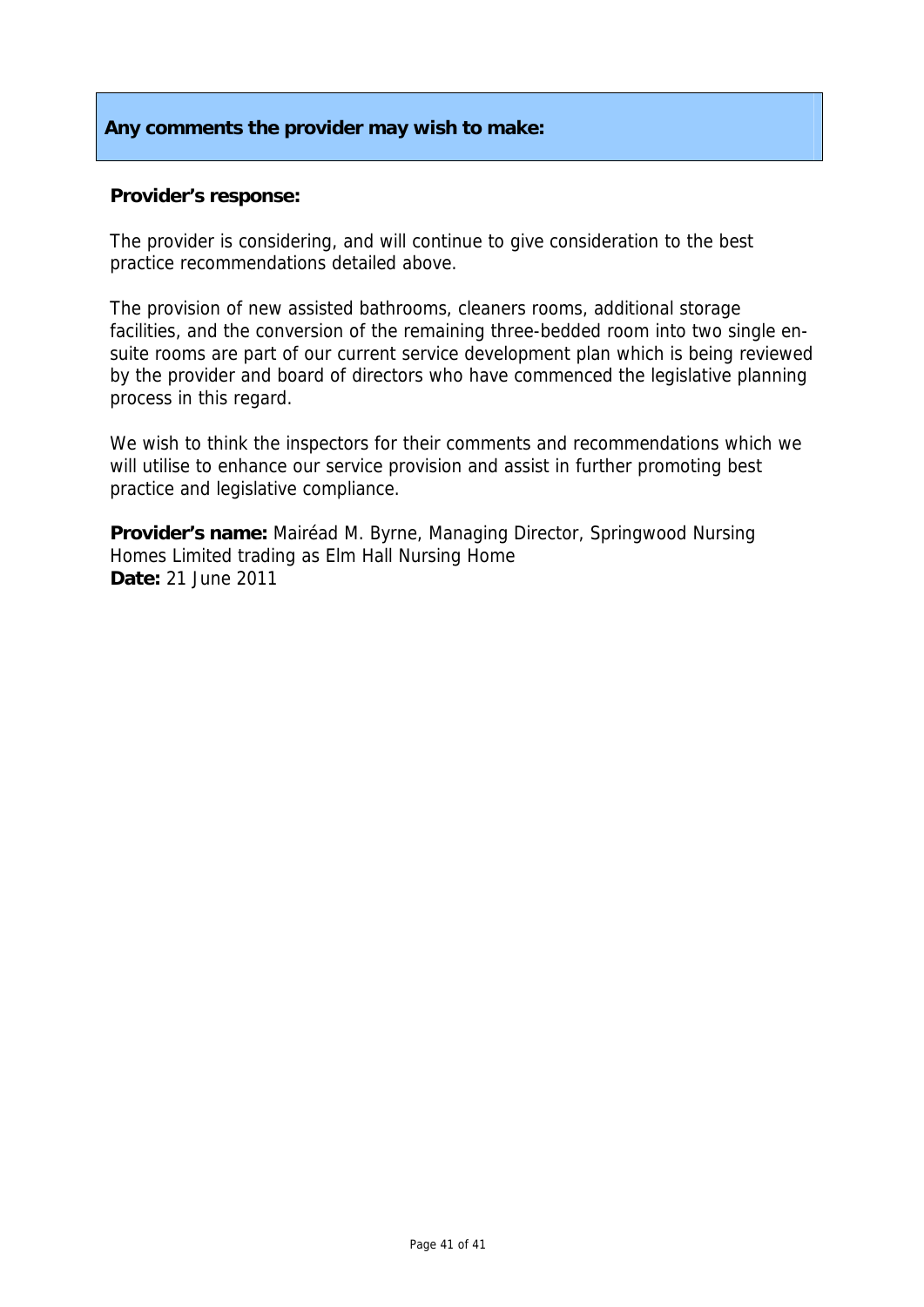## Any comments the provider may wish to make:

**Provider's response:**

The provider is considering, and will continue to give consideration to the best practice recommendations detailed above.

The provision of new assisted bathrooms, cleaners rooms, additional storage facilities, and the conversion of the remaining three-bedded room into two single en-suite rooms are part of our current service development plan which is being reviewed by the provider and board of directors who have commenced the legislative planning process in this regard.

We wish to think the inspectors for their comments and recommendations which we will utilise to enhance our service provision and assist in further promoting best practice and legislative compliance.

**Provider's name:** Mairéad M. Byrne, Managing Director, Springwood Nursing Homes Limited trading as Elm Hall Nursing Home
**Date:** 21 June 2011